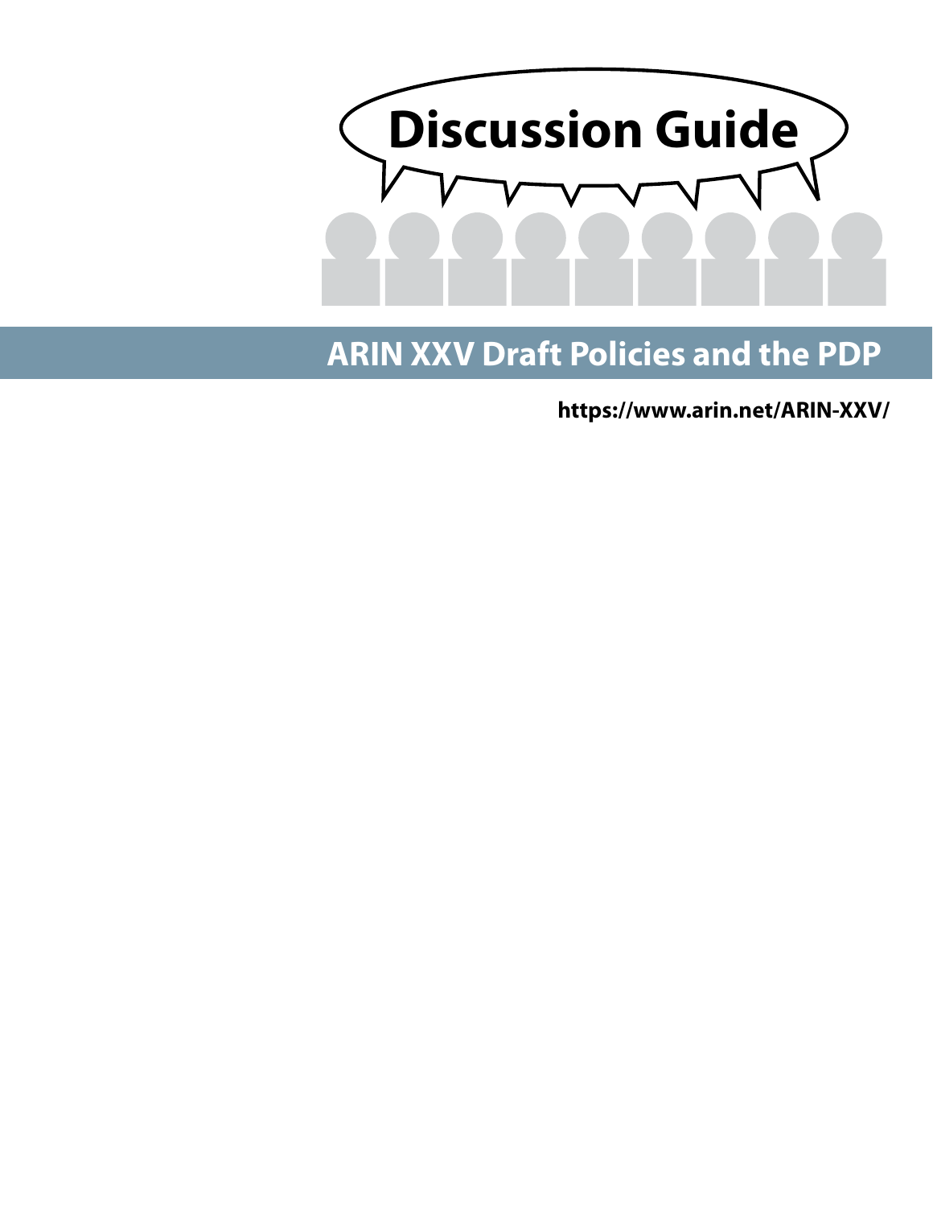# Discussion Guide

## ARIN XXV Draft Policies and the PDP

**https://www.arin.net/ARIN-XXV/**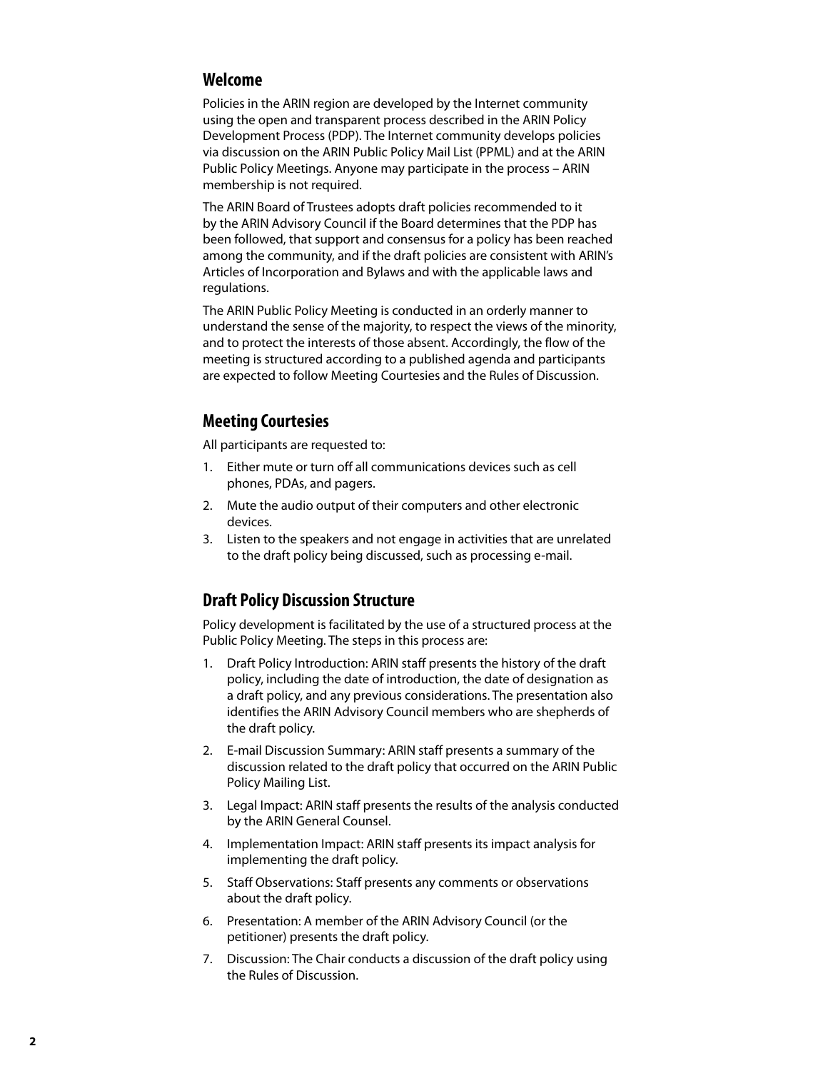## Welcome

Policies in the ARIN region are developed by the Internet community using the open and transparent process described in the ARIN Policy Development Process (PDP). The Internet community develops policies via discussion on the ARIN Public Policy Mail List (PPML) and at the ARIN Public Policy Meetings. Anyone may participate in the process – ARIN membership is not required.

The ARIN Board of Trustees adopts draft policies recommended to it by the ARIN Advisory Council if the Board determines that the PDP has been followed, that support and consensus for a policy has been reached among the community, and if the draft policies are consistent with ARIN's Articles of Incorporation and Bylaws and with the applicable laws and regulations.

The ARIN Public Policy Meeting is conducted in an orderly manner to understand the sense of the majority, to respect the views of the minority, and to protect the interests of those absent. Accordingly, the flow of the meeting is structured according to a published agenda and participants are expected to follow Meeting Courtesies and the Rules of Discussion.

## Meeting Courtesies

All participants are requested to:

1. Either mute or turn off all communications devices such as cell phones, PDAs, and pagers.
2. Mute the audio output of their computers and other electronic devices.
3. Listen to the speakers and not engage in activities that are unrelated to the draft policy being discussed, such as processing e-mail.

## Draft Policy Discussion Structure

Policy development is facilitated by the use of a structured process at the Public Policy Meeting. The steps in this process are:

1. Draft Policy Introduction: ARIN staff presents the history of the draft policy, including the date of introduction, the date of designation as a draft policy, and any previous considerations. The presentation also identifies the ARIN Advisory Council members who are shepherds of the draft policy.
2. E-mail Discussion Summary: ARIN staff presents a summary of the discussion related to the draft policy that occurred on the ARIN Public Policy Mailing List.
3. Legal Impact: ARIN staff presents the results of the analysis conducted by the ARIN General Counsel.
4. Implementation Impact: ARIN staff presents its impact analysis for implementing the draft policy.
5. Staff Observations: Staff presents any comments or observations about the draft policy.
6. Presentation: A member of the ARIN Advisory Council (or the petitioner) presents the draft policy.
7. Discussion: The Chair conducts a discussion of the draft policy using the Rules of Discussion.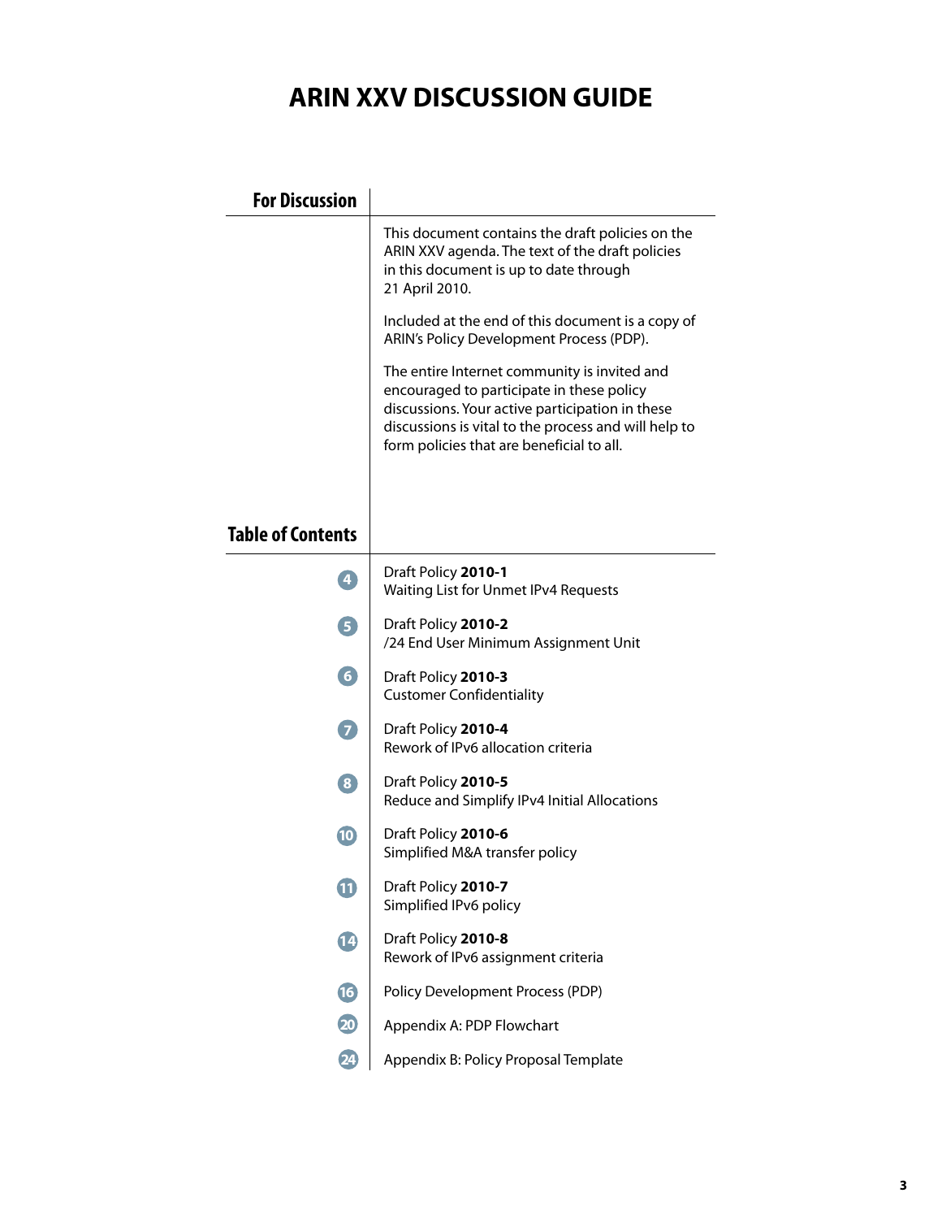# ARIN XXV DISCUSSION GUIDE

## For Discussion

This document contains the draft policies on the ARIN XXV agenda. The text of the draft policies in this document is up to date through 21 April 2010.

Included at the end of this document is a copy of ARIN's Policy Development Process (PDP).

The entire Internet community is invited and encouraged to participate in these policy discussions. Your active participation in these discussions is vital to the process and will help to form policies that are beneficial to all.

## Table of Contents

| Page | Item |
|---|---|
| 4 | Draft Policy **2010-1**<br>Waiting List for Unmet IPv4 Requests |
| 5 | Draft Policy **2010-2**<br>/24 End User Minimum Assignment Unit |
| 6 | Draft Policy **2010-3**<br>Customer Confidentiality |
| 7 | Draft Policy **2010-4**<br>Rework of IPv6 allocation criteria |
| 8 | Draft Policy **2010-5**<br>Reduce and Simplify IPv4 Initial Allocations |
| 10 | Draft Policy **2010-6**<br>Simplified M&A transfer policy |
| 11 | Draft Policy **2010-7**<br>Simplified IPv6 policy |
| 14 | Draft Policy **2010-8**<br>Rework of IPv6 assignment criteria |
| 16 | Policy Development Process (PDP) |
| 20 | Appendix A: PDP Flowchart |
| 24 | Appendix B: Policy Proposal Template |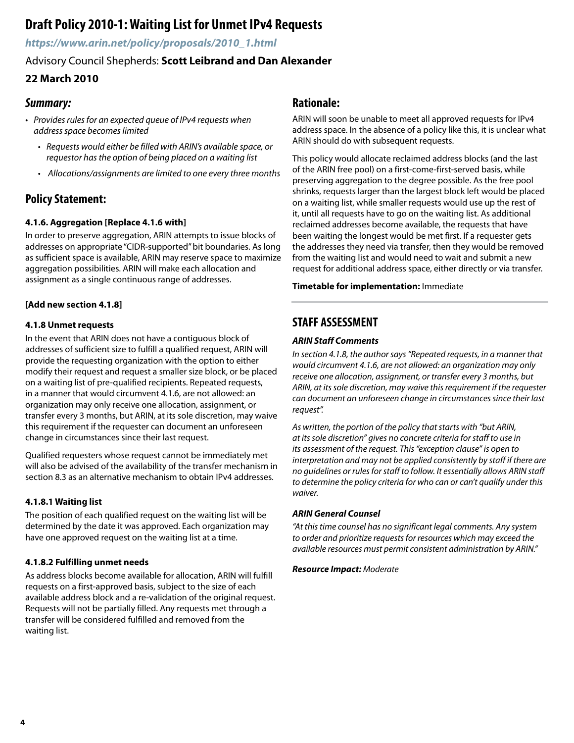# Draft Policy 2010-1: Waiting List for Unmet IPv4 Requests

***https://www.arin.net/policy/proposals/2010_1.html***

Advisory Council Shepherds: **Scott Leibrand and Dan Alexander**

**22 March 2010**

## *Summary:*

- *Provides rules for an expected queue of IPv4 requests when address space becomes limited*
    - *Requests would either be filled with ARIN's available space, or requestor has the option of being placed on a waiting list*
    - *Allocations/assignments are limited to one every three months*

## Policy Statement:

**4.1.6. Aggregation [Replace 4.1.6 with]**

In order to preserve aggregation, ARIN attempts to issue blocks of addresses on appropriate "CIDR-supported" bit boundaries. As long as sufficient space is available, ARIN may reserve space to maximize aggregation possibilities. ARIN will make each allocation and assignment as a single continuous range of addresses.

**[Add new section 4.1.8]**

**4.1.8 Unmet requests**

In the event that ARIN does not have a contiguous block of addresses of sufficient size to fulfill a qualified request, ARIN will provide the requesting organization with the option to either modify their request and request a smaller size block, or be placed on a waiting list of pre-qualified recipients. Repeated requests, in a manner that would circumvent 4.1.6, are not allowed: an organization may only receive one allocation, assignment, or transfer every 3 months, but ARIN, at its sole discretion, may waive this requirement if the requester can document an unforeseen change in circumstances since their last request.

Qualified requesters whose request cannot be immediately met will also be advised of the availability of the transfer mechanism in section 8.3 as an alternative mechanism to obtain IPv4 addresses.

**4.1.8.1 Waiting list**

The position of each qualified request on the waiting list will be determined by the date it was approved. Each organization may have one approved request on the waiting list at a time.

**4.1.8.2 Fulfilling unmet needs**

As address blocks become available for allocation, ARIN will fulfill requests on a first-approved basis, subject to the size of each available address block and a re-validation of the original request. Requests will not be partially filled. Any requests met through a transfer will be considered fulfilled and removed from the waiting list.

## Rationale:

ARIN will soon be unable to meet all approved requests for IPv4 address space. In the absence of a policy like this, it is unclear what ARIN should do with subsequent requests.

This policy would allocate reclaimed address blocks (and the last of the ARIN free pool) on a first-come-first-served basis, while preserving aggregation to the degree possible. As the free pool shrinks, requests larger than the largest block left would be placed on a waiting list, while smaller requests would use up the rest of it, until all requests have to go on the waiting list. As additional reclaimed addresses become available, the requests that have been waiting the longest would be met first. If a requester gets the addresses they need via transfer, then they would be removed from the waiting list and would need to wait and submit a new request for additional address space, either directly or via transfer.

**Timetable for implementation:** Immediate

## STAFF ASSESSMENT

***ARIN Staff Comments***

*In section 4.1.8, the author says "Repeated requests, in a manner that would circumvent 4.1.6, are not allowed: an organization may only receive one allocation, assignment, or transfer every 3 months, but ARIN, at its sole discretion, may waive this requirement if the requester can document an unforeseen change in circumstances since their last request".*

*As written, the portion of the policy that starts with "but ARIN, at its sole discretion" gives no concrete criteria for staff to use in its assessment of the request. This "exception clause" is open to interpretation and may not be applied consistently by staff if there are no guidelines or rules for staff to follow. It essentially allows ARIN staff to determine the policy criteria for who can or can't qualify under this waiver.*

***ARIN General Counsel***

*"At this time counsel has no significant legal comments. Any system to order and prioritize requests for resources which may exceed the available resources must permit consistent administration by ARIN."*

***Resource Impact:*** *Moderate*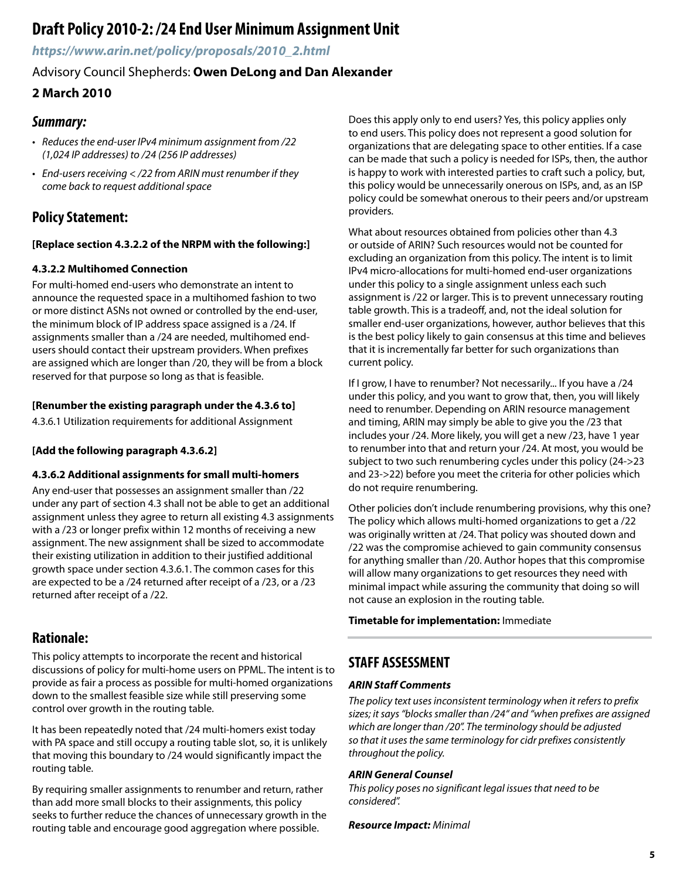# Draft Policy 2010-2: /24 End User Minimum Assignment Unit

***https://www.arin.net/policy/proposals/2010_2.html***

Advisory Council Shepherds: **Owen DeLong and Dan Alexander**

**2 March 2010**

## *Summary:*

- *Reduces the end-user IPv4 minimum assignment from /22 (1,024 IP addresses) to /24 (256 IP addresses)*
- *End-users receiving < /22 from ARIN must renumber if they come back to request additional space*

## Policy Statement:

**[Replace section 4.3.2.2 of the NRPM with the following:]**

**4.3.2.2 Multihomed Connection**

For multi-homed end-users who demonstrate an intent to announce the requested space in a multihomed fashion to two or more distinct ASNs not owned or controlled by the end-user, the minimum block of IP address space assigned is a /24. If assignments smaller than a /24 are needed, multihomed end-users should contact their upstream providers. When prefixes are assigned which are longer than /20, they will be from a block reserved for that purpose so long as that is feasible.

**[Renumber the existing paragraph under the 4.3.6 to]**

4.3.6.1 Utilization requirements for additional Assignment

**[Add the following paragraph 4.3.6.2]**

**4.3.6.2 Additional assignments for small multi-homers**

Any end-user that possesses an assignment smaller than /22 under any part of section 4.3 shall not be able to get an additional assignment unless they agree to return all existing 4.3 assignments with a /23 or longer prefix within 12 months of receiving a new assignment. The new assignment shall be sized to accommodate their existing utilization in addition to their justified additional growth space under section 4.3.6.1. The common cases for this are expected to be a /24 returned after receipt of a /23, or a /23 returned after receipt of a /22.

## Rationale:

This policy attempts to incorporate the recent and historical discussions of policy for multi-home users on PPML. The intent is to provide as fair a process as possible for multi-homed organizations down to the smallest feasible size while still preserving some control over growth in the routing table.

It has been repeatedly noted that /24 multi-homers exist today with PA space and still occupy a routing table slot, so, it is unlikely that moving this boundary to /24 would significantly impact the routing table.

By requiring smaller assignments to renumber and return, rather than add more small blocks to their assignments, this policy seeks to further reduce the chances of unnecessary growth in the routing table and encourage good aggregation where possible.

Does this apply only to end users? Yes, this policy applies only to end users. This policy does not represent a good solution for organizations that are delegating space to other entities. If a case can be made that such a policy is needed for ISPs, then, the author is happy to work with interested parties to craft such a policy, but, this policy would be unnecessarily onerous on ISPs, and, as an ISP policy could be somewhat onerous to their peers and/or upstream providers.

What about resources obtained from policies other than 4.3 or outside of ARIN? Such resources would not be counted for excluding an organization from this policy. The intent is to limit IPv4 micro-allocations for multi-homed end-user organizations under this policy to a single assignment unless each such assignment is /22 or larger. This is to prevent unnecessary routing table growth. This is a tradeoff, and, not the ideal solution for smaller end-user organizations, however, author believes that this is the best policy likely to gain consensus at this time and believes that it is incrementally far better for such organizations than current policy.

If I grow, I have to renumber? Not necessarily... If you have a /24 under this policy, and you want to grow that, then, you will likely need to renumber. Depending on ARIN resource management and timing, ARIN may simply be able to give you the /23 that includes your /24. More likely, you will get a new /23, have 1 year to renumber into that and return your /24. At most, you would be subject to two such renumbering cycles under this policy (24->23 and 23->22) before you meet the criteria for other policies which do not require renumbering.

Other policies don't include renumbering provisions, why this one? The policy which allows multi-homed organizations to get a /22 was originally written at /24. That policy was shouted down and /22 was the compromise achieved to gain community consensus for anything smaller than /20. Author hopes that this compromise will allow many organizations to get resources they need with minimal impact while assuring the community that doing so will not cause an explosion in the routing table.

**Timetable for implementation:** Immediate

## STAFF ASSESSMENT

### *ARIN Staff Comments*

*The policy text uses inconsistent terminology when it refers to prefix sizes; it says "blocks smaller than /24" and "when prefixes are assigned which are longer than /20". The terminology should be adjusted so that it uses the same terminology for cidr prefixes consistently throughout the policy.*

### *ARIN General Counsel*

*This policy poses no significant legal issues that need to be considered".*

***Resource Impact:*** *Minimal*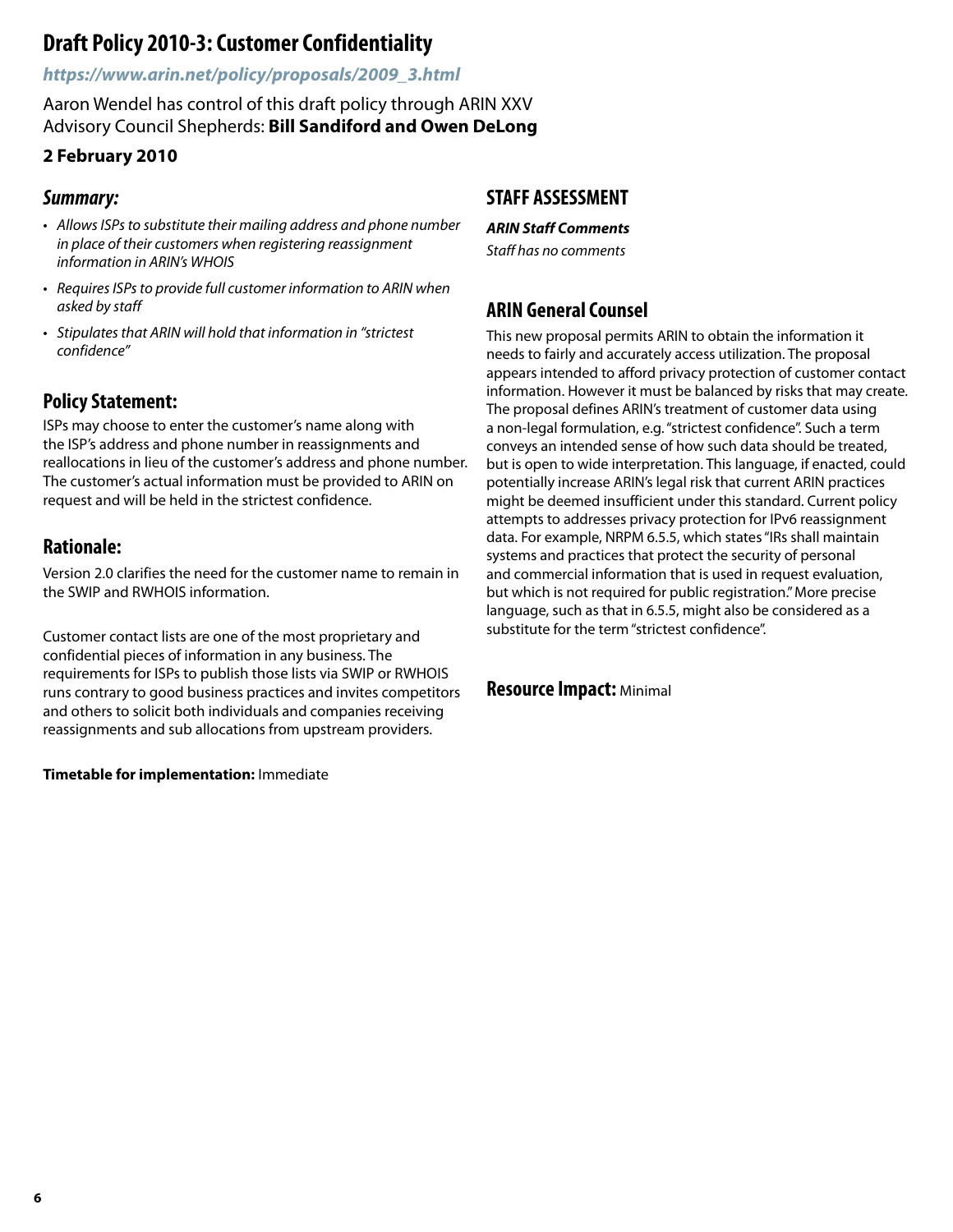# Draft Policy 2010-3: Customer Confidentiality

***https://www.arin.net/policy/proposals/2009_3.html***

Aaron Wendel has control of this draft policy through ARIN XXV
Advisory Council Shepherds: **Bill Sandiford and Owen DeLong**

**2 February 2010**

## *Summary:*

- *Allows ISPs to substitute their mailing address and phone number in place of their customers when registering reassignment information in ARIN's WHOIS*
- *Requires ISPs to provide full customer information to ARIN when asked by staff*
- *Stipulates that ARIN will hold that information in "strictest confidence"*

## Policy Statement:

ISPs may choose to enter the customer's name along with the ISP's address and phone number in reassignments and reallocations in lieu of the customer's address and phone number. The customer's actual information must be provided to ARIN on request and will be held in the strictest confidence.

## Rationale:

Version 2.0 clarifies the need for the customer name to remain in the SWIP and RWHOIS information.

Customer contact lists are one of the most proprietary and confidential pieces of information in any business. The requirements for ISPs to publish those lists via SWIP or RWHOIS runs contrary to good business practices and invites competitors and others to solicit both individuals and companies receiving reassignments and sub allocations from upstream providers.

**Timetable for implementation:** Immediate

## STAFF ASSESSMENT

***ARIN Staff Comments***

*Staff has no comments*

## ARIN General Counsel

This new proposal permits ARIN to obtain the information it needs to fairly and accurately access utilization. The proposal appears intended to afford privacy protection of customer contact information. However it must be balanced by risks that may create. The proposal defines ARIN's treatment of customer data using a non-legal formulation, e.g. "strictest confidence". Such a term conveys an intended sense of how such data should be treated, but is open to wide interpretation. This language, if enacted, could potentially increase ARIN's legal risk that current ARIN practices might be deemed insufficient under this standard. Current policy attempts to addresses privacy protection for IPv6 reassignment data. For example, NRPM 6.5.5, which states "IRs shall maintain systems and practices that protect the security of personal and commercial information that is used in request evaluation, but which is not required for public registration." More precise language, such as that in 6.5.5, might also be considered as a substitute for the term "strictest confidence".

**Resource Impact:** Minimal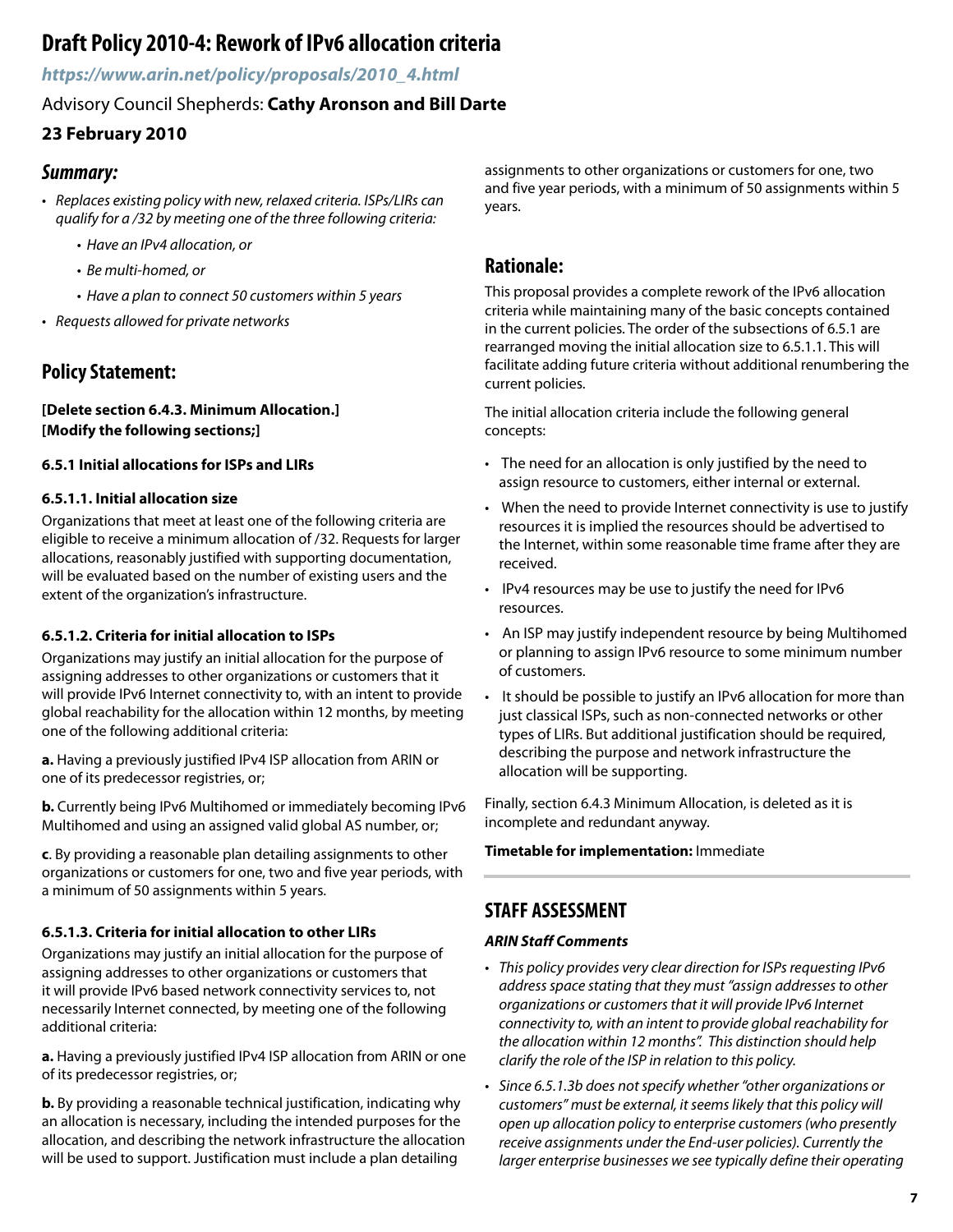# Draft Policy 2010-4: Rework of IPv6 allocation criteria

***https://www.arin.net/policy/proposals/2010_4.html***

Advisory Council Shepherds: **Cathy Aronson and Bill Darte**

**23 February 2010**

## *Summary:*

- *Replaces existing policy with new, relaxed criteria. ISPs/LIRs can qualify for a /32 by meeting one of the three following criteria:*
    - *Have an IPv4 allocation, or*
    - *Be multi-homed, or*
    - *Have a plan to connect 50 customers within 5 years*
- *Requests allowed for private networks*

## Policy Statement:

**[Delete section 6.4.3. Minimum Allocation.]**
**[Modify the following sections;]**

**6.5.1 Initial allocations for ISPs and LIRs**

**6.5.1.1. Initial allocation size**

Organizations that meet at least one of the following criteria are eligible to receive a minimum allocation of /32. Requests for larger allocations, reasonably justified with supporting documentation, will be evaluated based on the number of existing users and the extent of the organization's infrastructure.

**6.5.1.2. Criteria for initial allocation to ISPs**

Organizations may justify an initial allocation for the purpose of assigning addresses to other organizations or customers that it will provide IPv6 Internet connectivity to, with an intent to provide global reachability for the allocation within 12 months, by meeting one of the following additional criteria:

**a.** Having a previously justified IPv4 ISP allocation from ARIN or one of its predecessor registries, or;

**b.** Currently being IPv6 Multihomed or immediately becoming IPv6 Multihomed and using an assigned valid global AS number, or;

**c**. By providing a reasonable plan detailing assignments to other organizations or customers for one, two and five year periods, with a minimum of 50 assignments within 5 years.

**6.5.1.3. Criteria for initial allocation to other LIRs**

Organizations may justify an initial allocation for the purpose of assigning addresses to other organizations or customers that it will provide IPv6 based network connectivity services to, not necessarily Internet connected, by meeting one of the following additional criteria:

**a.** Having a previously justified IPv4 ISP allocation from ARIN or one of its predecessor registries, or;

**b.** By providing a reasonable technical justification, indicating why an allocation is necessary, including the intended purposes for the allocation, and describing the network infrastructure the allocation will be used to support. Justification must include a plan detailing assignments to other organizations or customers for one, two and five year periods, with a minimum of 50 assignments within 5 years.

## Rationale:

This proposal provides a complete rework of the IPv6 allocation criteria while maintaining many of the basic concepts contained in the current policies. The order of the subsections of 6.5.1 are rearranged moving the initial allocation size to 6.5.1.1. This will facilitate adding future criteria without additional renumbering the current policies.

The initial allocation criteria include the following general concepts:

- The need for an allocation is only justified by the need to assign resource to customers, either internal or external.
- When the need to provide Internet connectivity is use to justify resources it is implied the resources should be advertised to the Internet, within some reasonable time frame after they are received.
- IPv4 resources may be use to justify the need for IPv6 resources.
- An ISP may justify independent resource by being Multihomed or planning to assign IPv6 resource to some minimum number of customers.
- It should be possible to justify an IPv6 allocation for more than just classical ISPs, such as non-connected networks or other types of LIRs. But additional justification should be required, describing the purpose and network infrastructure the allocation will be supporting.

Finally, section 6.4.3 Minimum Allocation, is deleted as it is incomplete and redundant anyway.

**Timetable for implementation:** Immediate

## STAFF ASSESSMENT

***ARIN Staff Comments***

- *This policy provides very clear direction for ISPs requesting IPv6 address space stating that they must "assign addresses to other organizations or customers that it will provide IPv6 Internet connectivity to, with an intent to provide global reachability for the allocation within 12 months". This distinction should help clarify the role of the ISP in relation to this policy.*
- *Since 6.5.1.3b does not specify whether "other organizations or customers" must be external, it seems likely that this policy will open up allocation policy to enterprise customers (who presently receive assignments under the End-user policies). Currently the larger enterprise businesses we see typically define their operating*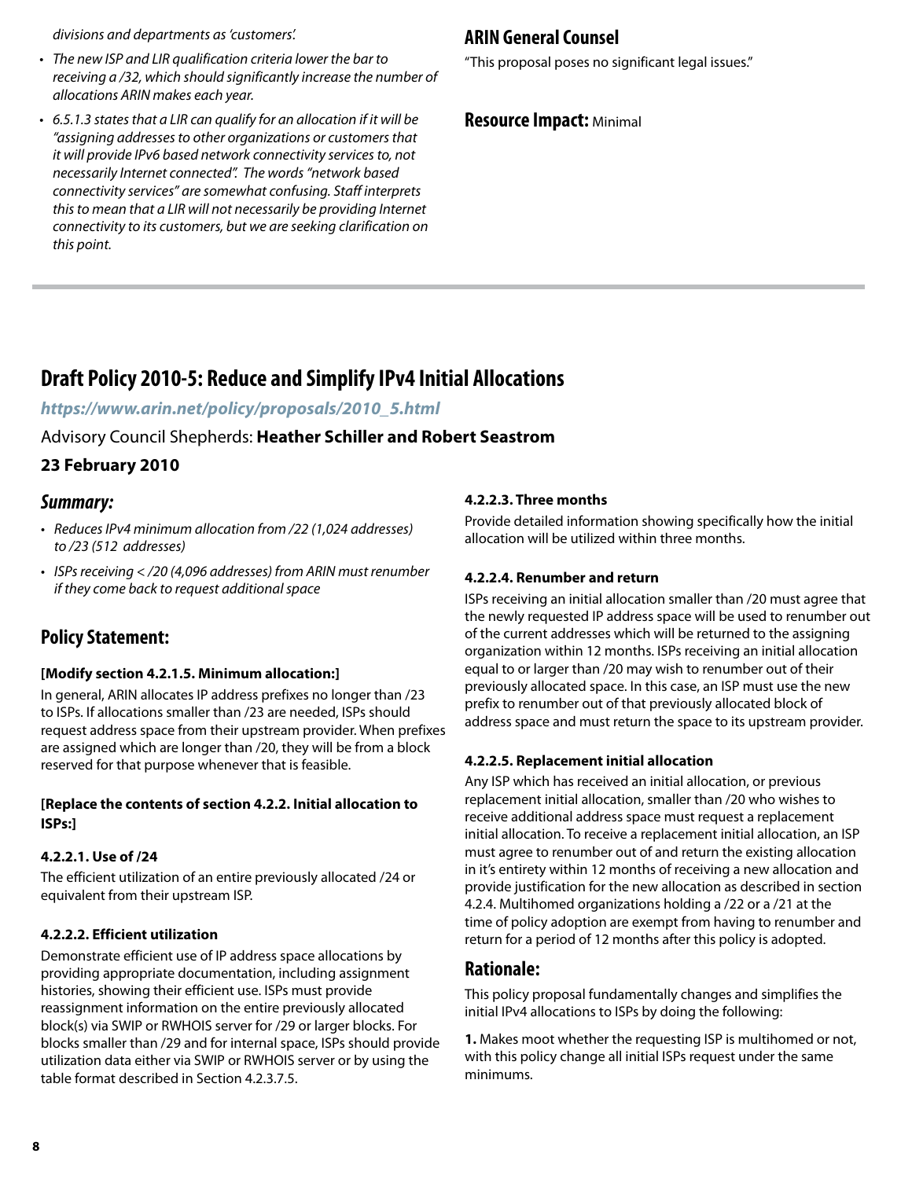*divisions and departments as 'customers'.*

- *The new ISP and LIR qualification criteria lower the bar to receiving a /32, which should significantly increase the number of allocations ARIN makes each year.*
- *6.5.1.3 states that a LIR can qualify for an allocation if it will be "assigning addresses to other organizations or customers that it will provide IPv6 based network connectivity services to, not necessarily Internet connected". The words "network based connectivity services" are somewhat confusing. Staff interprets this to mean that a LIR will not necessarily be providing Internet connectivity to its customers, but we are seeking clarification on this point.*

## ARIN General Counsel

"This proposal poses no significant legal issues."

**Resource Impact:** Minimal

# Draft Policy 2010-5: Reduce and Simplify IPv4 Initial Allocations

***https://www.arin.net/policy/proposals/2010_5.html***

Advisory Council Shepherds: **Heather Schiller and Robert Seastrom**

**23 February 2010**

## *Summary:*

- *Reduces IPv4 minimum allocation from /22 (1,024 addresses) to /23 (512 addresses)*
- *ISPs receiving < /20 (4,096 addresses) from ARIN must renumber if they come back to request additional space*

## Policy Statement:

**[Modify section 4.2.1.5. Minimum allocation:]**

In general, ARIN allocates IP address prefixes no longer than /23 to ISPs. If allocations smaller than /23 are needed, ISPs should request address space from their upstream provider. When prefixes are assigned which are longer than /20, they will be from a block reserved for that purpose whenever that is feasible.

**[Replace the contents of section 4.2.2. Initial allocation to ISPs:]**

**4.2.2.1. Use of /24**

The efficient utilization of an entire previously allocated /24 or equivalent from their upstream ISP.

**4.2.2.2. Efficient utilization**

Demonstrate efficient use of IP address space allocations by providing appropriate documentation, including assignment histories, showing their efficient use. ISPs must provide reassignment information on the entire previously allocated block(s) via SWIP or RWHOIS server for /29 or larger blocks. For blocks smaller than /29 and for internal space, ISPs should provide utilization data either via SWIP or RWHOIS server or by using the table format described in Section 4.2.3.7.5.

**4.2.2.3. Three months**

Provide detailed information showing specifically how the initial allocation will be utilized within three months.

**4.2.2.4. Renumber and return**

ISPs receiving an initial allocation smaller than /20 must agree that the newly requested IP address space will be used to renumber out of the current addresses which will be returned to the assigning organization within 12 months. ISPs receiving an initial allocation equal to or larger than /20 may wish to renumber out of their previously allocated space. In this case, an ISP must use the new prefix to renumber out of that previously allocated block of address space and must return the space to its upstream provider.

**4.2.2.5. Replacement initial allocation**

Any ISP which has received an initial allocation, or previous replacement initial allocation, smaller than /20 who wishes to receive additional address space must request a replacement initial allocation. To receive a replacement initial allocation, an ISP must agree to renumber out of and return the existing allocation in it's entirety within 12 months of receiving a new allocation and provide justification for the new allocation as described in section 4.2.4. Multihomed organizations holding a /22 or a /21 at the time of policy adoption are exempt from having to renumber and return for a period of 12 months after this policy is adopted.

## Rationale:

This policy proposal fundamentally changes and simplifies the initial IPv4 allocations to ISPs by doing the following:

**1.** Makes moot whether the requesting ISP is multihomed or not, with this policy change all initial ISPs request under the same minimums.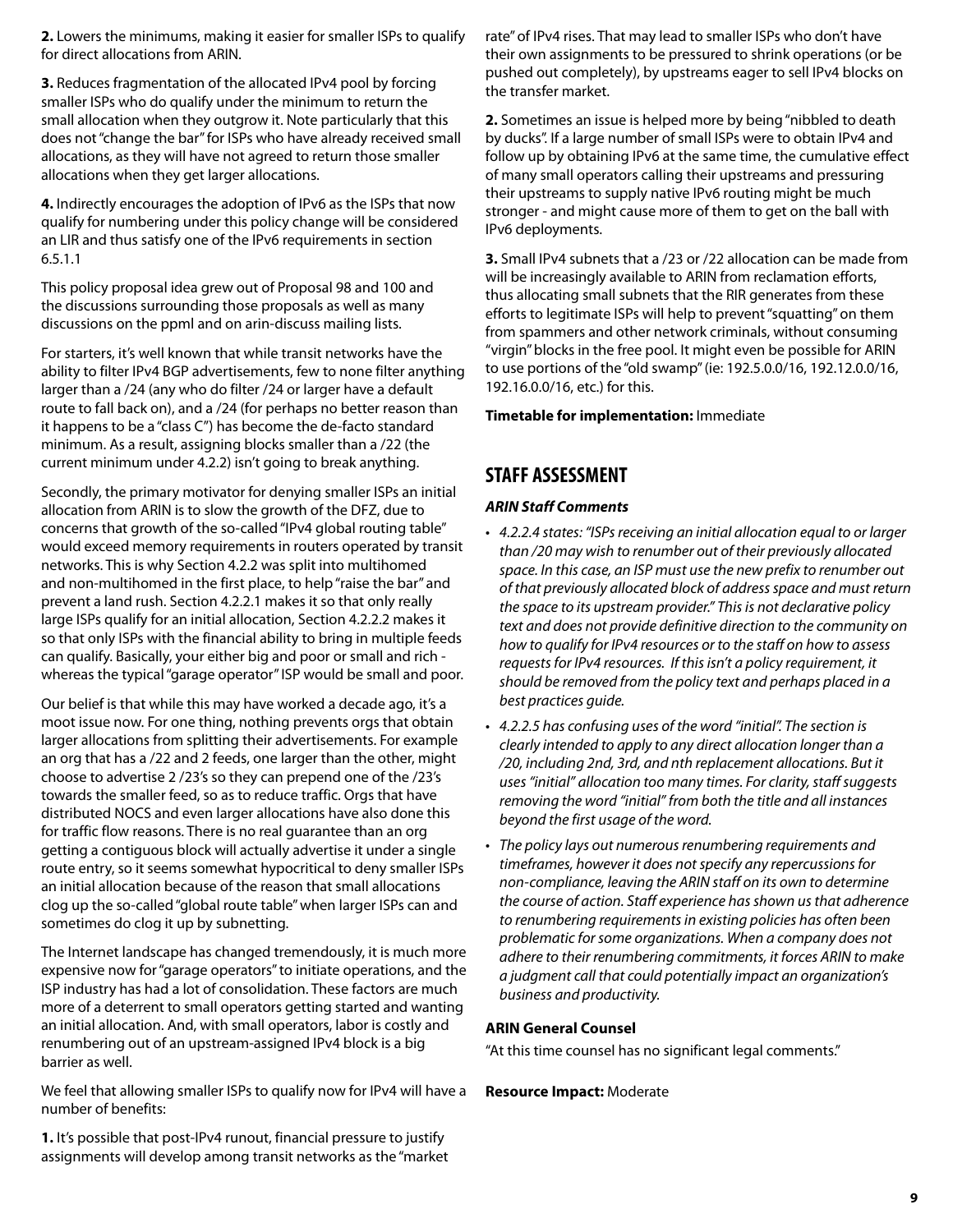**2.** Lowers the minimums, making it easier for smaller ISPs to qualify for direct allocations from ARIN.

**3.** Reduces fragmentation of the allocated IPv4 pool by forcing smaller ISPs who do qualify under the minimum to return the small allocation when they outgrow it. Note particularly that this does not "change the bar" for ISPs who have already received small allocations, as they will have not agreed to return those smaller allocations when they get larger allocations.

**4.** Indirectly encourages the adoption of IPv6 as the ISPs that now qualify for numbering under this policy change will be considered an LIR and thus satisfy one of the IPv6 requirements in section 6.5.1.1

This policy proposal idea grew out of Proposal 98 and 100 and the discussions surrounding those proposals as well as many discussions on the ppml and on arin-discuss mailing lists.

For starters, it's well known that while transit networks have the ability to filter IPv4 BGP advertisements, few to none filter anything larger than a /24 (any who do filter /24 or larger have a default route to fall back on), and a /24 (for perhaps no better reason than it happens to be a "class C") has become the de-facto standard minimum. As a result, assigning blocks smaller than a /22 (the current minimum under 4.2.2) isn't going to break anything.

Secondly, the primary motivator for denying smaller ISPs an initial allocation from ARIN is to slow the growth of the DFZ, due to concerns that growth of the so-called "IPv4 global routing table" would exceed memory requirements in routers operated by transit networks. This is why Section 4.2.2 was split into multihomed and non-multihomed in the first place, to help "raise the bar" and prevent a land rush. Section 4.2.2.1 makes it so that only really large ISPs qualify for an initial allocation, Section 4.2.2.2 makes it so that only ISPs with the financial ability to bring in multiple feeds can qualify. Basically, your either big and poor or small and rich - whereas the typical "garage operator" ISP would be small and poor.

Our belief is that while this may have worked a decade ago, it's a moot issue now. For one thing, nothing prevents orgs that obtain larger allocations from splitting their advertisements. For example an org that has a /22 and 2 feeds, one larger than the other, might choose to advertise 2 /23's so they can prepend one of the /23's towards the smaller feed, so as to reduce traffic. Orgs that have distributed NOCS and even larger allocations have also done this for traffic flow reasons. There is no real guarantee than an org getting a contiguous block will actually advertise it under a single route entry, so it seems somewhat hypocritical to deny smaller ISPs an initial allocation because of the reason that small allocations clog up the so-called "global route table" when larger ISPs can and sometimes do clog it up by subnetting.

The Internet landscape has changed tremendously, it is much more expensive now for "garage operators" to initiate operations, and the ISP industry has had a lot of consolidation. These factors are much more of a deterrent to small operators getting started and wanting an initial allocation. And, with small operators, labor is costly and renumbering out of an upstream-assigned IPv4 block is a big barrier as well.

We feel that allowing smaller ISPs to qualify now for IPv4 will have a number of benefits:

**1.** It's possible that post-IPv4 runout, financial pressure to justify assignments will develop among transit networks as the "market rate" of IPv4 rises. That may lead to smaller ISPs who don't have their own assignments to be pressured to shrink operations (or be pushed out completely), by upstreams eager to sell IPv4 blocks on the transfer market.

**2.** Sometimes an issue is helped more by being "nibbled to death by ducks". If a large number of small ISPs were to obtain IPv4 and follow up by obtaining IPv6 at the same time, the cumulative effect of many small operators calling their upstreams and pressuring their upstreams to supply native IPv6 routing might be much stronger - and might cause more of them to get on the ball with IPv6 deployments.

**3.** Small IPv4 subnets that a /23 or /22 allocation can be made from will be increasingly available to ARIN from reclamation efforts, thus allocating small subnets that the RIR generates from these efforts to legitimate ISPs will help to prevent "squatting" on them from spammers and other network criminals, without consuming "virgin" blocks in the free pool. It might even be possible for ARIN to use portions of the "old swamp" (ie: 192.5.0.0/16, 192.12.0.0/16, 192.16.0.0/16, etc.) for this.

**Timetable for implementation:** Immediate

## STAFF ASSESSMENT

### *ARIN Staff Comments*

- *4.2.2.4 states: "ISPs receiving an initial allocation equal to or larger than /20 may wish to renumber out of their previously allocated space. In this case, an ISP must use the new prefix to renumber out of that previously allocated block of address space and must return the space to its upstream provider." This is not declarative policy text and does not provide definitive direction to the community on how to qualify for IPv4 resources or to the staff on how to assess requests for IPv4 resources. If this isn't a policy requirement, it should be removed from the policy text and perhaps placed in a best practices guide.*
- *4.2.2.5 has confusing uses of the word "initial". The section is clearly intended to apply to any direct allocation longer than a /20, including 2nd, 3rd, and nth replacement allocations. But it uses "initial" allocation too many times. For clarity, staff suggests removing the word "initial" from both the title and all instances beyond the first usage of the word.*
- *The policy lays out numerous renumbering requirements and timeframes, however it does not specify any repercussions for non-compliance, leaving the ARIN staff on its own to determine the course of action. Staff experience has shown us that adherence to renumbering requirements in existing policies has often been problematic for some organizations. When a company does not adhere to their renumbering commitments, it forces ARIN to make a judgment call that could potentially impact an organization's business and productivity.*

### ARIN General Counsel

"At this time counsel has no significant legal comments."

**Resource Impact:** Moderate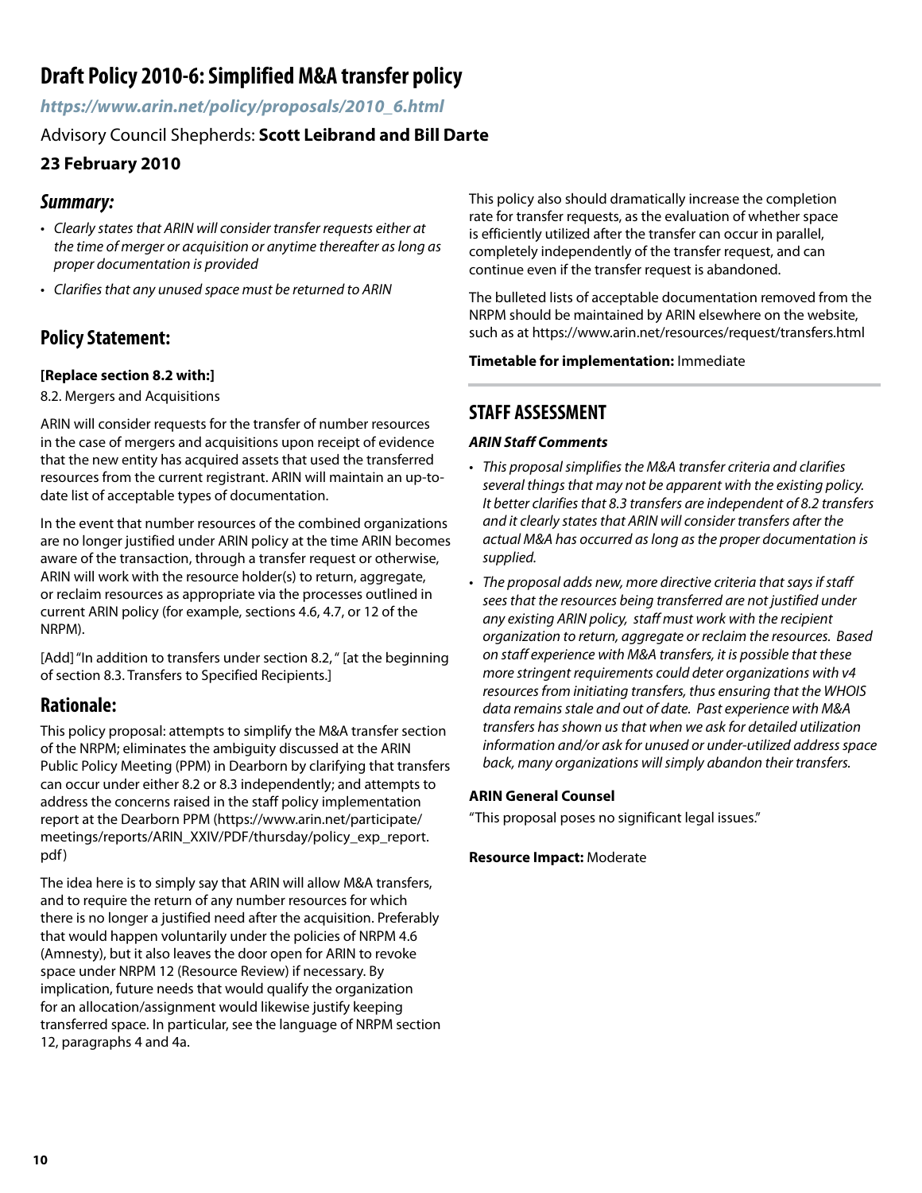# Draft Policy 2010-6: Simplified M&A transfer policy

***https://www.arin.net/policy/proposals/2010_6.html***

Advisory Council Shepherds: **Scott Leibrand and Bill Darte**

**23 February 2010**

## *Summary:*

- *Clearly states that ARIN will consider transfer requests either at the time of merger or acquisition or anytime thereafter as long as proper documentation is provided*
- *Clarifies that any unused space must be returned to ARIN*

## Policy Statement:

**[Replace section 8.2 with:]**

8.2. Mergers and Acquisitions

ARIN will consider requests for the transfer of number resources in the case of mergers and acquisitions upon receipt of evidence that the new entity has acquired assets that used the transferred resources from the current registrant. ARIN will maintain an up-to-date list of acceptable types of documentation.

In the event that number resources of the combined organizations are no longer justified under ARIN policy at the time ARIN becomes aware of the transaction, through a transfer request or otherwise, ARIN will work with the resource holder(s) to return, aggregate, or reclaim resources as appropriate via the processes outlined in current ARIN policy (for example, sections 4.6, 4.7, or 12 of the NRPM).

[Add] "In addition to transfers under section 8.2, " [at the beginning of section 8.3. Transfers to Specified Recipients.]

## Rationale:

This policy proposal: attempts to simplify the M&A transfer section of the NRPM; eliminates the ambiguity discussed at the ARIN Public Policy Meeting (PPM) in Dearborn by clarifying that transfers can occur under either 8.2 or 8.3 independently; and attempts to address the concerns raised in the staff policy implementation report at the Dearborn PPM (https://www.arin.net/participate/meetings/reports/ARIN_XXIV/PDF/thursday/policy_exp_report.pdf)

The idea here is to simply say that ARIN will allow M&A transfers, and to require the return of any number resources for which there is no longer a justified need after the acquisition. Preferably that would happen voluntarily under the policies of NRPM 4.6 (Amnesty), but it also leaves the door open for ARIN to revoke space under NRPM 12 (Resource Review) if necessary. By implication, future needs that would qualify the organization for an allocation/assignment would likewise justify keeping transferred space. In particular, see the language of NRPM section 12, paragraphs 4 and 4a.

This policy also should dramatically increase the completion rate for transfer requests, as the evaluation of whether space is efficiently utilized after the transfer can occur in parallel, completely independently of the transfer request, and can continue even if the transfer request is abandoned.

The bulleted lists of acceptable documentation removed from the NRPM should be maintained by ARIN elsewhere on the website, such as at https://www.arin.net/resources/request/transfers.html

**Timetable for implementation:** Immediate

## STAFF ASSESSMENT

***ARIN Staff Comments***

- *This proposal simplifies the M&A transfer criteria and clarifies several things that may not be apparent with the existing policy. It better clarifies that 8.3 transfers are independent of 8.2 transfers and it clearly states that ARIN will consider transfers after the actual M&A has occurred as long as the proper documentation is supplied.*
- *The proposal adds new, more directive criteria that says if staff sees that the resources being transferred are not justified under any existing ARIN policy, staff must work with the recipient organization to return, aggregate or reclaim the resources. Based on staff experience with M&A transfers, it is possible that these more stringent requirements could deter organizations with v4 resources from initiating transfers, thus ensuring that the WHOIS data remains stale and out of date. Past experience with M&A transfers has shown us that when we ask for detailed utilization information and/or ask for unused or under-utilized address space back, many organizations will simply abandon their transfers.*

**ARIN General Counsel**

"This proposal poses no significant legal issues."

**Resource Impact:** Moderate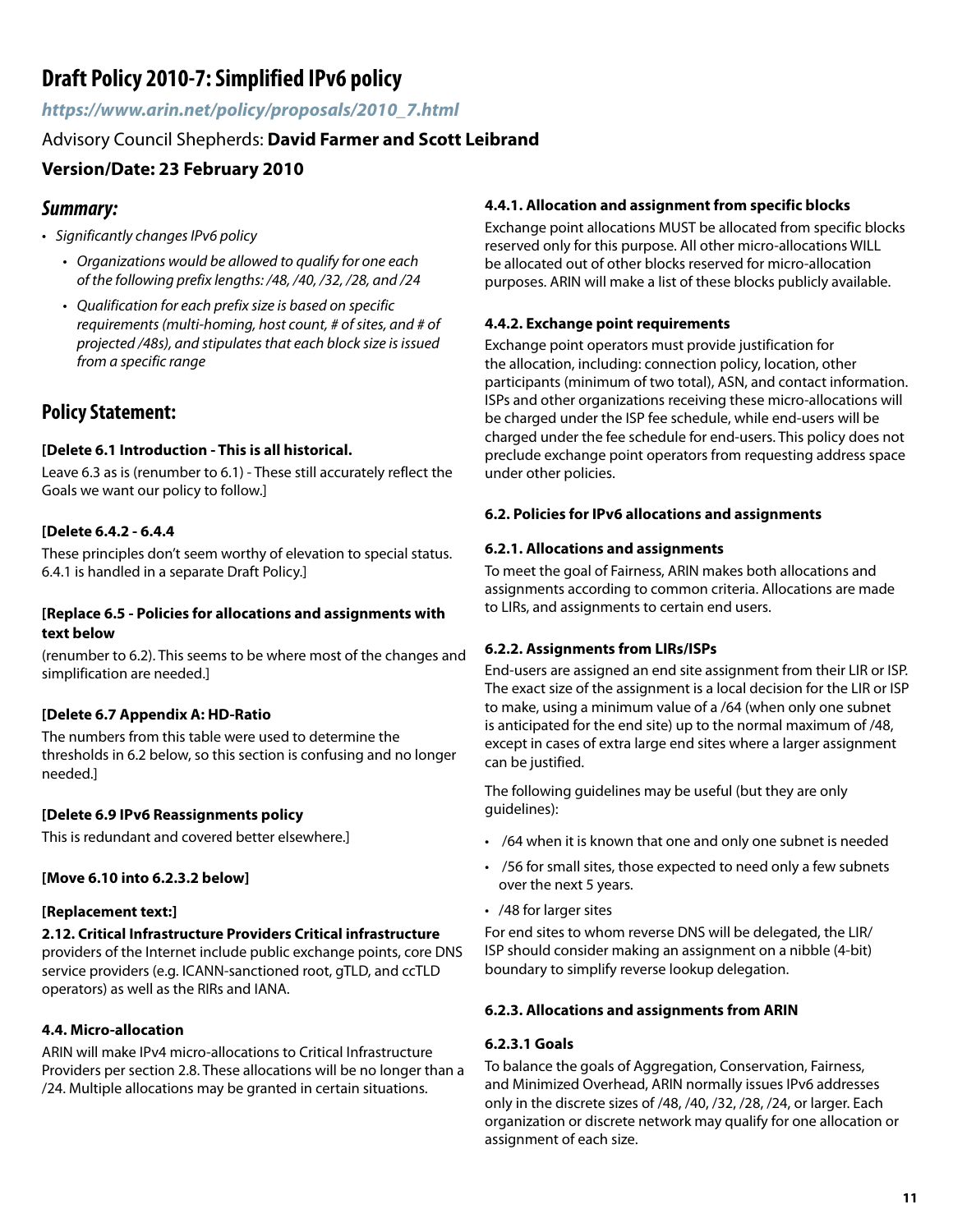# Draft Policy 2010-7: Simplified IPv6 policy

***https://www.arin.net/policy/proposals/2010_7.html***

Advisory Council Shepherds: **David Farmer and Scott Leibrand**

**Version/Date: 23 February 2010**

## *Summary:*

- *Significantly changes IPv6 policy*
  - *Organizations would be allowed to qualify for one each of the following prefix lengths: /48, /40, /32, /28, and /24*
  - *Qualification for each prefix size is based on specific requirements (multi-homing, host count, # of sites, and # of projected /48s), and stipulates that each block size is issued from a specific range*

## Policy Statement:

**[Delete 6.1 Introduction - This is all historical.**

Leave 6.3 as is (renumber to 6.1) - These still accurately reflect the Goals we want our policy to follow.]

**[Delete 6.4.2 - 6.4.4**

These principles don't seem worthy of elevation to special status. 6.4.1 is handled in a separate Draft Policy.]

**[Replace 6.5 - Policies for allocations and assignments with text below**

(renumber to 6.2). This seems to be where most of the changes and simplification are needed.]

**[Delete 6.7 Appendix A: HD-Ratio**

The numbers from this table were used to determine the thresholds in 6.2 below, so this section is confusing and no longer needed.]

**[Delete 6.9 IPv6 Reassignments policy**

This is redundant and covered better elsewhere.]

**[Move 6.10 into 6.2.3.2 below]**

**[Replacement text:]**

**2.12. Critical Infrastructure Providers Critical infrastructure** providers of the Internet include public exchange points, core DNS service providers (e.g. ICANN-sanctioned root, gTLD, and ccTLD operators) as well as the RIRs and IANA.

**4.4. Micro-allocation**

ARIN will make IPv4 micro-allocations to Critical Infrastructure Providers per section 2.8. These allocations will be no longer than a /24. Multiple allocations may be granted in certain situations.

**4.4.1. Allocation and assignment from specific blocks**

Exchange point allocations MUST be allocated from specific blocks reserved only for this purpose. All other micro-allocations WILL be allocated out of other blocks reserved for micro-allocation purposes. ARIN will make a list of these blocks publicly available.

**4.4.2. Exchange point requirements**

Exchange point operators must provide justification for the allocation, including: connection policy, location, other participants (minimum of two total), ASN, and contact information. ISPs and other organizations receiving these micro-allocations will be charged under the ISP fee schedule, while end-users will be charged under the fee schedule for end-users. This policy does not preclude exchange point operators from requesting address space under other policies.

**6.2. Policies for IPv6 allocations and assignments**

**6.2.1. Allocations and assignments**

To meet the goal of Fairness, ARIN makes both allocations and assignments according to common criteria. Allocations are made to LIRs, and assignments to certain end users.

**6.2.2. Assignments from LIRs/ISPs**

End-users are assigned an end site assignment from their LIR or ISP. The exact size of the assignment is a local decision for the LIR or ISP to make, using a minimum value of a /64 (when only one subnet is anticipated for the end site) up to the normal maximum of /48, except in cases of extra large end sites where a larger assignment can be justified.

The following guidelines may be useful (but they are only guidelines):

- /64 when it is known that one and only one subnet is needed
- /56 for small sites, those expected to need only a few subnets over the next 5 years.
- /48 for larger sites

For end sites to whom reverse DNS will be delegated, the LIR/ISP should consider making an assignment on a nibble (4-bit) boundary to simplify reverse lookup delegation.

**6.2.3. Allocations and assignments from ARIN**

**6.2.3.1 Goals**

To balance the goals of Aggregation, Conservation, Fairness, and Minimized Overhead, ARIN normally issues IPv6 addresses only in the discrete sizes of /48, /40, /32, /28, /24, or larger. Each organization or discrete network may qualify for one allocation or assignment of each size.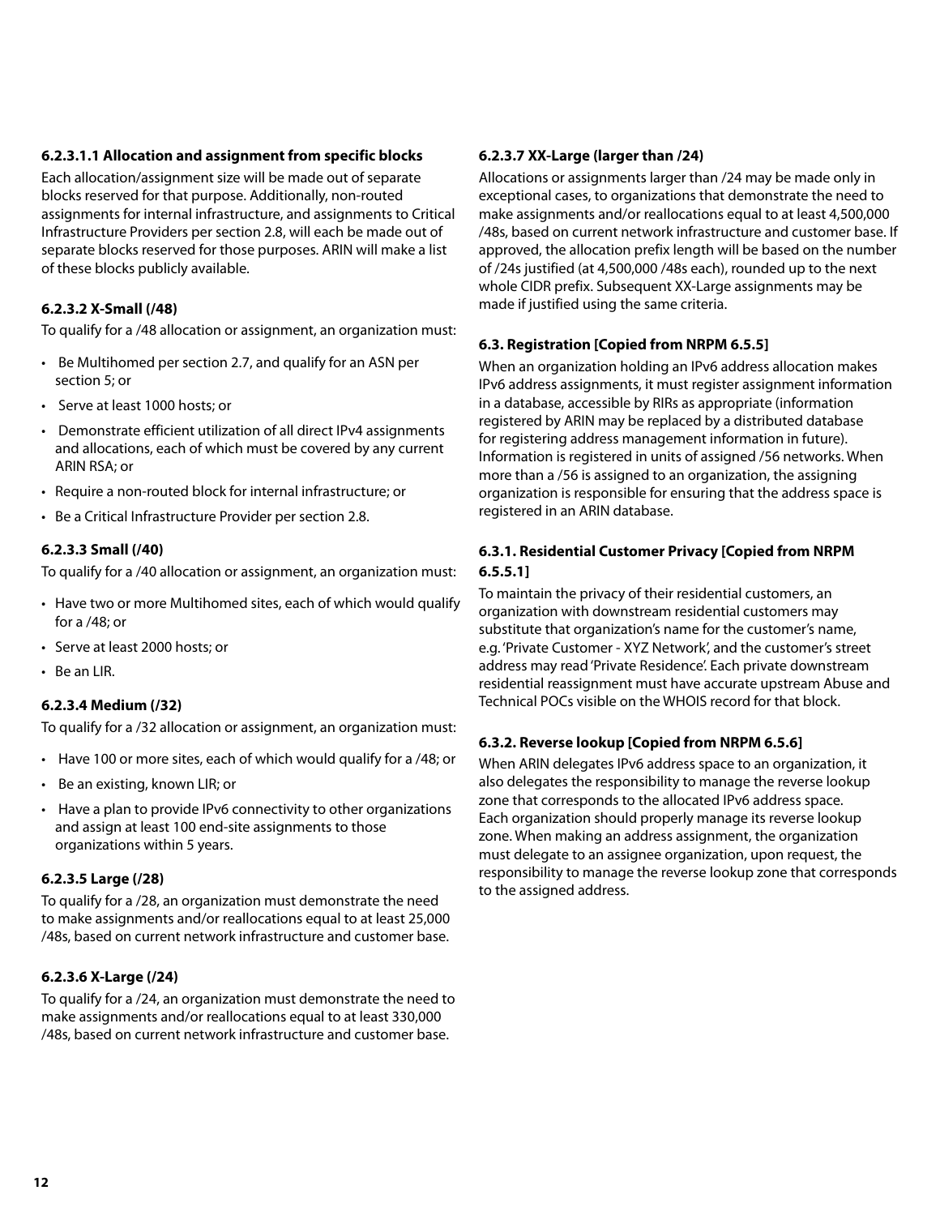#### 6.2.3.1.1 Allocation and assignment from specific blocks

Each allocation/assignment size will be made out of separate blocks reserved for that purpose. Additionally, non-routed assignments for internal infrastructure, and assignments to Critical Infrastructure Providers per section 2.8, will each be made out of separate blocks reserved for those purposes. ARIN will make a list of these blocks publicly available.

#### 6.2.3.2 X-Small (/48)

To qualify for a /48 allocation or assignment, an organization must:

- Be Multihomed per section 2.7, and qualify for an ASN per section 5; or
- Serve at least 1000 hosts; or
- Demonstrate efficient utilization of all direct IPv4 assignments and allocations, each of which must be covered by any current ARIN RSA; or
- Require a non-routed block for internal infrastructure; or
- Be a Critical Infrastructure Provider per section 2.8.

#### 6.2.3.3 Small (/40)

To qualify for a /40 allocation or assignment, an organization must:

- Have two or more Multihomed sites, each of which would qualify for a /48; or
- Serve at least 2000 hosts; or
- Be an LIR.

#### 6.2.3.4 Medium (/32)

To qualify for a /32 allocation or assignment, an organization must:

- Have 100 or more sites, each of which would qualify for a /48; or
- Be an existing, known LIR; or
- Have a plan to provide IPv6 connectivity to other organizations and assign at least 100 end-site assignments to those organizations within 5 years.

#### 6.2.3.5 Large (/28)

To qualify for a /28, an organization must demonstrate the need to make assignments and/or reallocations equal to at least 25,000 /48s, based on current network infrastructure and customer base.

#### 6.2.3.6 X-Large (/24)

To qualify for a /24, an organization must demonstrate the need to make assignments and/or reallocations equal to at least 330,000 /48s, based on current network infrastructure and customer base.

#### 6.2.3.7 XX-Large (larger than /24)

Allocations or assignments larger than /24 may be made only in exceptional cases, to organizations that demonstrate the need to make assignments and/or reallocations equal to at least 4,500,000 /48s, based on current network infrastructure and customer base. If approved, the allocation prefix length will be based on the number of /24s justified (at 4,500,000 /48s each), rounded up to the next whole CIDR prefix. Subsequent XX-Large assignments may be made if justified using the same criteria.

### 6.3. Registration [Copied from NRPM 6.5.5]

When an organization holding an IPv6 address allocation makes IPv6 address assignments, it must register assignment information in a database, accessible by RIRs as appropriate (information registered by ARIN may be replaced by a distributed database for registering address management information in future). Information is registered in units of assigned /56 networks. When more than a /56 is assigned to an organization, the assigning organization is responsible for ensuring that the address space is registered in an ARIN database.

#### 6.3.1. Residential Customer Privacy [Copied from NRPM 6.5.5.1]

To maintain the privacy of their residential customers, an organization with downstream residential customers may substitute that organization's name for the customer's name, e.g. 'Private Customer - XYZ Network', and the customer's street address may read 'Private Residence'. Each private downstream residential reassignment must have accurate upstream Abuse and Technical POCs visible on the WHOIS record for that block.

#### 6.3.2. Reverse lookup [Copied from NRPM 6.5.6]

When ARIN delegates IPv6 address space to an organization, it also delegates the responsibility to manage the reverse lookup zone that corresponds to the allocated IPv6 address space. Each organization should properly manage its reverse lookup zone. When making an address assignment, the organization must delegate to an assignee organization, upon request, the responsibility to manage the reverse lookup zone that corresponds to the assigned address.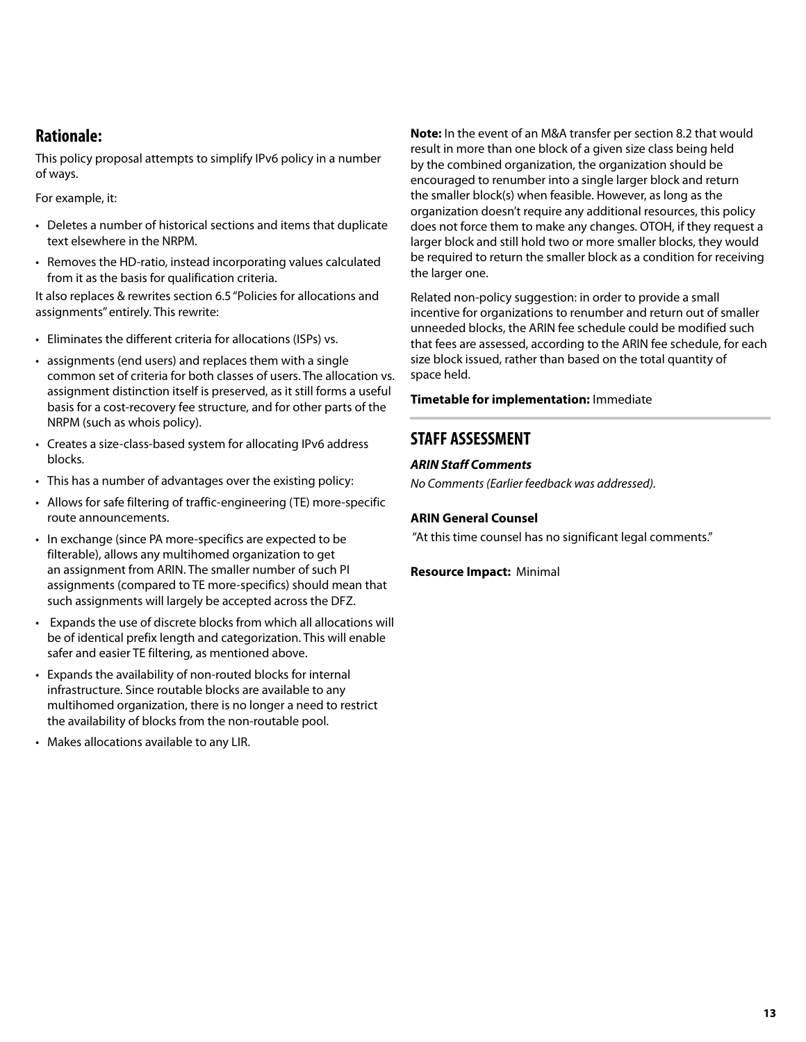## Rationale:

This policy proposal attempts to simplify IPv6 policy in a number of ways.

For example, it:

- Deletes a number of historical sections and items that duplicate text elsewhere in the NRPM.
- Removes the HD-ratio, instead incorporating values calculated from it as the basis for qualification criteria.

It also replaces & rewrites section 6.5 "Policies for allocations and assignments" entirely. This rewrite:

- Eliminates the different criteria for allocations (ISPs) vs.
- assignments (end users) and replaces them with a single common set of criteria for both classes of users. The allocation vs. assignment distinction itself is preserved, as it still forms a useful basis for a cost-recovery fee structure, and for other parts of the NRPM (such as whois policy).
- Creates a size-class-based system for allocating IPv6 address blocks.
- This has a number of advantages over the existing policy:
- Allows for safe filtering of traffic-engineering (TE) more-specific route announcements.
- In exchange (since PA more-specifics are expected to be filterable), allows any multihomed organization to get an assignment from ARIN. The smaller number of such PI assignments (compared to TE more-specifics) should mean that such assignments will largely be accepted across the DFZ.
- Expands the use of discrete blocks from which all allocations will be of identical prefix length and categorization. This will enable safer and easier TE filtering, as mentioned above.
- Expands the availability of non-routed blocks for internal infrastructure. Since routable blocks are available to any multihomed organization, there is no longer a need to restrict the availability of blocks from the non-routable pool.
- Makes allocations available to any LIR.

**Note:** In the event of an M&A transfer per section 8.2 that would result in more than one block of a given size class being held by the combined organization, the organization should be encouraged to renumber into a single larger block and return the smaller block(s) when feasible. However, as long as the organization doesn't require any additional resources, this policy does not force them to make any changes. OTOH, if they request a larger block and still hold two or more smaller blocks, they would be required to return the smaller block as a condition for receiving the larger one.

Related non-policy suggestion: in order to provide a small incentive for organizations to renumber and return out of smaller unneeded blocks, the ARIN fee schedule could be modified such that fees are assessed, according to the ARIN fee schedule, for each size block issued, rather than based on the total quantity of space held.

**Timetable for implementation:** Immediate

## STAFF ASSESSMENT

***ARIN Staff Comments***

*No Comments (Earlier feedback was addressed).*

**ARIN General Counsel**

"At this time counsel has no significant legal comments."

**Resource Impact:** Minimal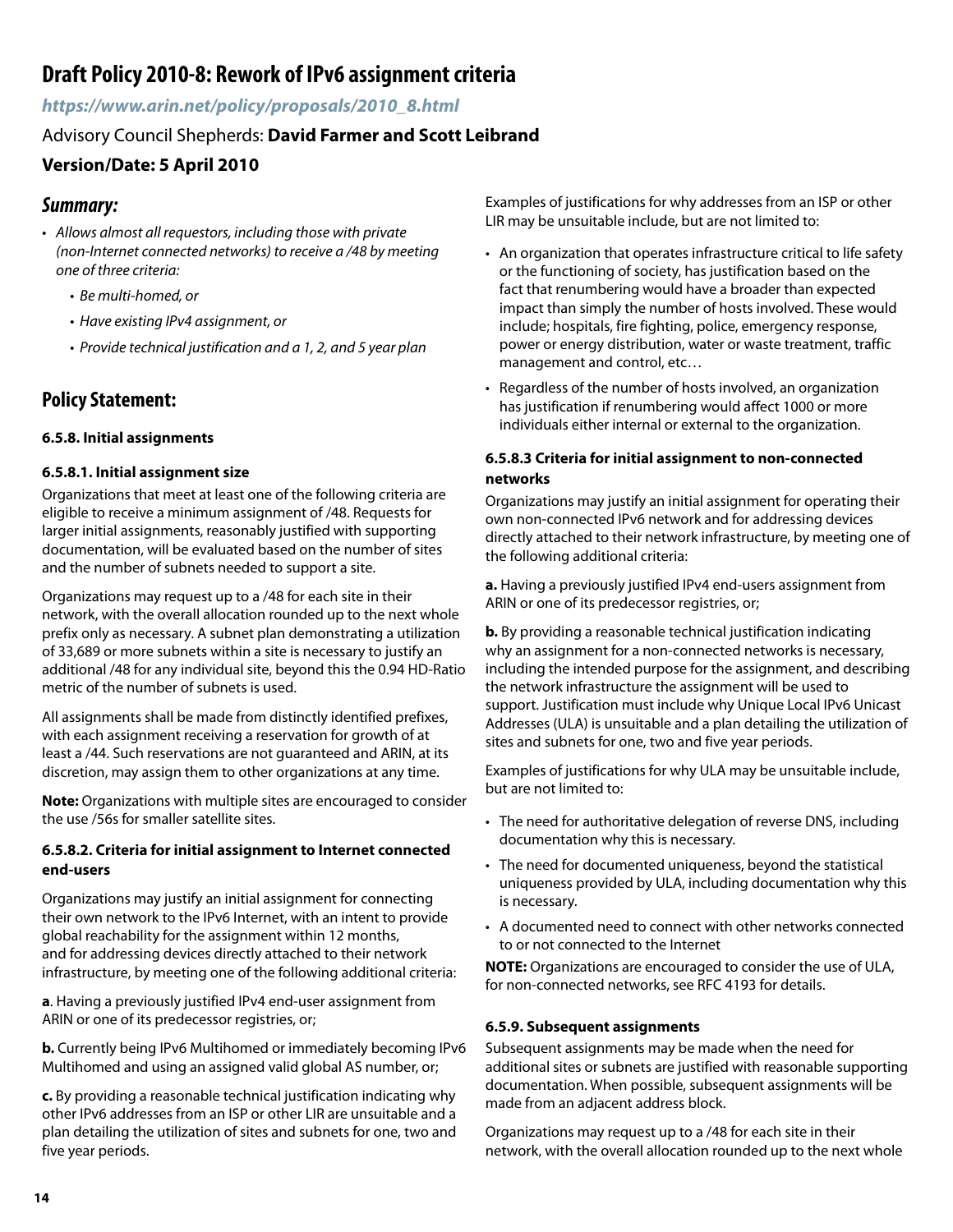# Draft Policy 2010-8: Rework of IPv6 assignment criteria

***https://www.arin.net/policy/proposals/2010_8.html***

Advisory Council Shepherds: **David Farmer and Scott Leibrand**

**Version/Date: 5 April 2010**

## *Summary:*

- *Allows almost all requestors, including those with private (non-Internet connected networks) to receive a /48 by meeting one of three criteria:*
  - *Be multi-homed, or*
  - *Have existing IPv4 assignment, or*
  - *Provide technical justification and a 1, 2, and 5 year plan*

## Policy Statement:

**6.5.8. Initial assignments**

**6.5.8.1. Initial assignment size**

Organizations that meet at least one of the following criteria are eligible to receive a minimum assignment of /48. Requests for larger initial assignments, reasonably justified with supporting documentation, will be evaluated based on the number of sites and the number of subnets needed to support a site.

Organizations may request up to a /48 for each site in their network, with the overall allocation rounded up to the next whole prefix only as necessary. A subnet plan demonstrating a utilization of 33,689 or more subnets within a site is necessary to justify an additional /48 for any individual site, beyond this the 0.94 HD-Ratio metric of the number of subnets is used.

All assignments shall be made from distinctly identified prefixes, with each assignment receiving a reservation for growth of at least a /44. Such reservations are not guaranteed and ARIN, at its discretion, may assign them to other organizations at any time.

**Note:** Organizations with multiple sites are encouraged to consider the use /56s for smaller satellite sites.

**6.5.8.2. Criteria for initial assignment to Internet connected end-users**

Organizations may justify an initial assignment for connecting their own network to the IPv6 Internet, with an intent to provide global reachability for the assignment within 12 months, and for addressing devices directly attached to their network infrastructure, by meeting one of the following additional criteria:

**a**. Having a previously justified IPv4 end-user assignment from ARIN or one of its predecessor registries, or;

**b.** Currently being IPv6 Multihomed or immediately becoming IPv6 Multihomed and using an assigned valid global AS number, or;

**c.** By providing a reasonable technical justification indicating why other IPv6 addresses from an ISP or other LIR are unsuitable and a plan detailing the utilization of sites and subnets for one, two and five year periods.

Examples of justifications for why addresses from an ISP or other LIR may be unsuitable include, but are not limited to:

- An organization that operates infrastructure critical to life safety or the functioning of society, has justification based on the fact that renumbering would have a broader than expected impact than simply the number of hosts involved. These would include; hospitals, fire fighting, police, emergency response, power or energy distribution, water or waste treatment, traffic management and control, etc…
- Regardless of the number of hosts involved, an organization has justification if renumbering would affect 1000 or more individuals either internal or external to the organization.

**6.5.8.3 Criteria for initial assignment to non-connected networks**

Organizations may justify an initial assignment for operating their own non-connected IPv6 network and for addressing devices directly attached to their network infrastructure, by meeting one of the following additional criteria:

**a.** Having a previously justified IPv4 end-users assignment from ARIN or one of its predecessor registries, or;

**b.** By providing a reasonable technical justification indicating why an assignment for a non-connected networks is necessary, including the intended purpose for the assignment, and describing the network infrastructure the assignment will be used to support. Justification must include why Unique Local IPv6 Unicast Addresses (ULA) is unsuitable and a plan detailing the utilization of sites and subnets for one, two and five year periods.

Examples of justifications for why ULA may be unsuitable include, but are not limited to:

- The need for authoritative delegation of reverse DNS, including documentation why this is necessary.
- The need for documented uniqueness, beyond the statistical uniqueness provided by ULA, including documentation why this is necessary.
- A documented need to connect with other networks connected to or not connected to the Internet

**NOTE:** Organizations are encouraged to consider the use of ULA, for non-connected networks, see RFC 4193 for details.

**6.5.9. Subsequent assignments**

Subsequent assignments may be made when the need for additional sites or subnets are justified with reasonable supporting documentation. When possible, subsequent assignments will be made from an adjacent address block.

Organizations may request up to a /48 for each site in their network, with the overall allocation rounded up to the next whole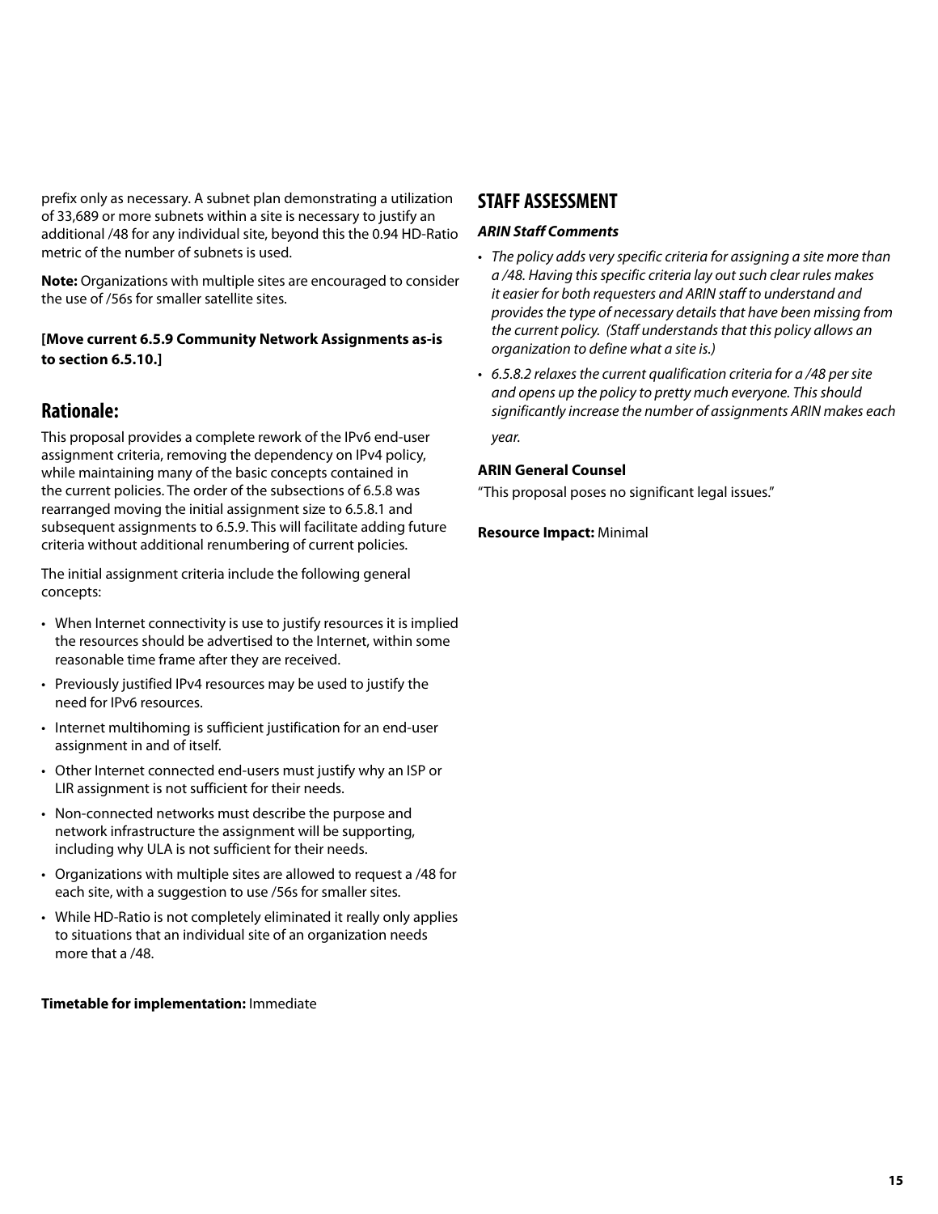prefix only as necessary. A subnet plan demonstrating a utilization of 33,689 or more subnets within a site is necessary to justify an additional /48 for any individual site, beyond this the 0.94 HD-Ratio metric of the number of subnets is used.

**Note:** Organizations with multiple sites are encouraged to consider the use of /56s for smaller satellite sites.

**[Move current 6.5.9 Community Network Assignments as-is to section 6.5.10.]**

## Rationale:

This proposal provides a complete rework of the IPv6 end-user assignment criteria, removing the dependency on IPv4 policy, while maintaining many of the basic concepts contained in the current policies. The order of the subsections of 6.5.8 was rearranged moving the initial assignment size to 6.5.8.1 and subsequent assignments to 6.5.9. This will facilitate adding future criteria without additional renumbering of current policies.

The initial assignment criteria include the following general concepts:

- When Internet connectivity is use to justify resources it is implied the resources should be advertised to the Internet, within some reasonable time frame after they are received.
- Previously justified IPv4 resources may be used to justify the need for IPv6 resources.
- Internet multihoming is sufficient justification for an end-user assignment in and of itself.
- Other Internet connected end-users must justify why an ISP or LIR assignment is not sufficient for their needs.
- Non-connected networks must describe the purpose and network infrastructure the assignment will be supporting, including why ULA is not sufficient for their needs.
- Organizations with multiple sites are allowed to request a /48 for each site, with a suggestion to use /56s for smaller sites.
- While HD-Ratio is not completely eliminated it really only applies to situations that an individual site of an organization needs more that a /48.

**Timetable for implementation:** Immediate

## STAFF ASSESSMENT

***ARIN Staff Comments***

- *The policy adds very specific criteria for assigning a site more than a /48. Having this specific criteria lay out such clear rules makes it easier for both requesters and ARIN staff to understand and provides the type of necessary details that have been missing from the current policy. (Staff understands that this policy allows an organization to define what a site is.)*
- *6.5.8.2 relaxes the current qualification criteria for a /48 per site and opens up the policy to pretty much everyone. This should significantly increase the number of assignments ARIN makes each year.*

**ARIN General Counsel**

"This proposal poses no significant legal issues."

**Resource Impact:** Minimal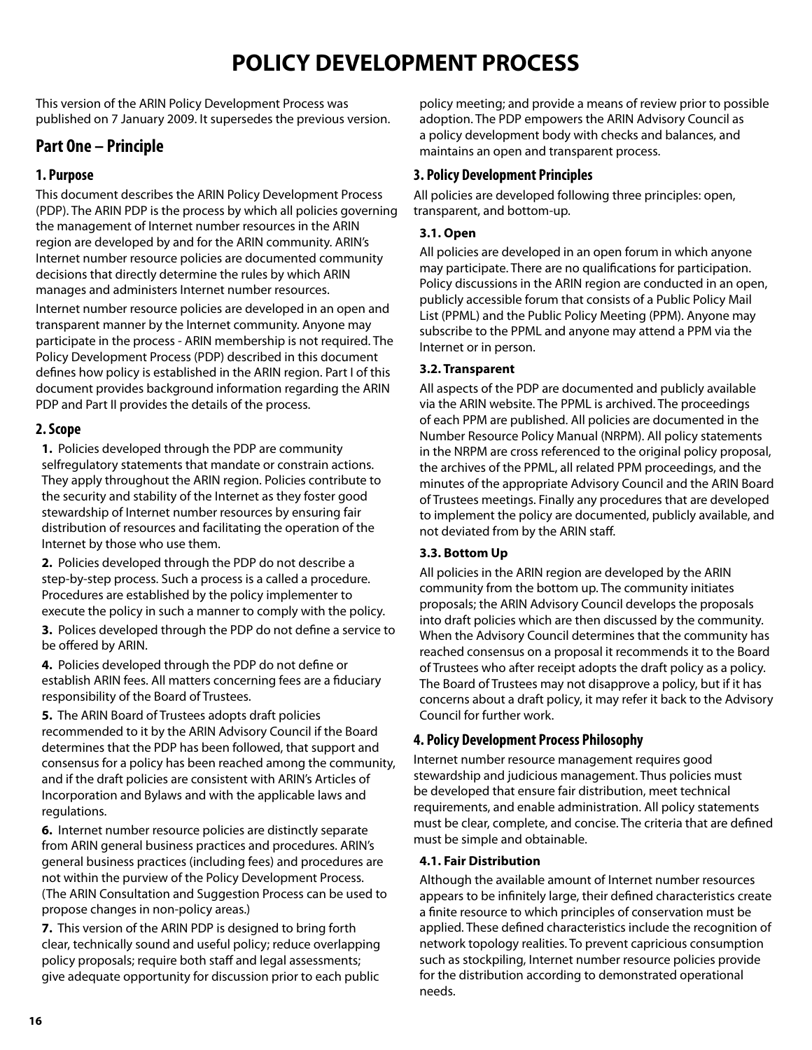# POLICY DEVELOPMENT PROCESS

This version of the ARIN Policy Development Process was published on 7 January 2009. It supersedes the previous version.

## Part One – Principle

### 1. Purpose

This document describes the ARIN Policy Development Process (PDP). The ARIN PDP is the process by which all policies governing the management of Internet number resources in the ARIN region are developed by and for the ARIN community. ARIN's Internet number resource policies are documented community decisions that directly determine the rules by which ARIN manages and administers Internet number resources.

Internet number resource policies are developed in an open and transparent manner by the Internet community. Anyone may participate in the process - ARIN membership is not required. The Policy Development Process (PDP) described in this document defines how policy is established in the ARIN region. Part I of this document provides background information regarding the ARIN PDP and Part II provides the details of the process.

### 2. Scope

**1.** Policies developed through the PDP are community selfregulatory statements that mandate or constrain actions. They apply throughout the ARIN region. Policies contribute to the security and stability of the Internet as they foster good stewardship of Internet number resources by ensuring fair distribution of resources and facilitating the operation of the Internet by those who use them.

**2.** Policies developed through the PDP do not describe a step-by-step process. Such a process is a called a procedure. Procedures are established by the policy implementer to execute the policy in such a manner to comply with the policy.

**3.** Polices developed through the PDP do not define a service to be offered by ARIN.

**4.** Policies developed through the PDP do not define or establish ARIN fees. All matters concerning fees are a fiduciary responsibility of the Board of Trustees.

**5.** The ARIN Board of Trustees adopts draft policies recommended to it by the ARIN Advisory Council if the Board determines that the PDP has been followed, that support and consensus for a policy has been reached among the community, and if the draft policies are consistent with ARIN's Articles of Incorporation and Bylaws and with the applicable laws and regulations.

**6.** Internet number resource policies are distinctly separate from ARIN general business practices and procedures. ARIN's general business practices (including fees) and procedures are not within the purview of the Policy Development Process. (The ARIN Consultation and Suggestion Process can be used to propose changes in non-policy areas.)

**7.** This version of the ARIN PDP is designed to bring forth clear, technically sound and useful policy; reduce overlapping policy proposals; require both staff and legal assessments; give adequate opportunity for discussion prior to each public policy meeting; and provide a means of review prior to possible adoption. The PDP empowers the ARIN Advisory Council as a policy development body with checks and balances, and maintains an open and transparent process.

### 3. Policy Development Principles

All policies are developed following three principles: open, transparent, and bottom-up.

#### 3.1. Open

All policies are developed in an open forum in which anyone may participate. There are no qualifications for participation. Policy discussions in the ARIN region are conducted in an open, publicly accessible forum that consists of a Public Policy Mail List (PPML) and the Public Policy Meeting (PPM). Anyone may subscribe to the PPML and anyone may attend a PPM via the Internet or in person.

#### 3.2. Transparent

All aspects of the PDP are documented and publicly available via the ARIN website. The PPML is archived. The proceedings of each PPM are published. All policies are documented in the Number Resource Policy Manual (NRPM). All policy statements in the NRPM are cross referenced to the original policy proposal, the archives of the PPML, all related PPM proceedings, and the minutes of the appropriate Advisory Council and the ARIN Board of Trustees meetings. Finally any procedures that are developed to implement the policy are documented, publicly available, and not deviated from by the ARIN staff.

#### 3.3. Bottom Up

All policies in the ARIN region are developed by the ARIN community from the bottom up. The community initiates proposals; the ARIN Advisory Council develops the proposals into draft policies which are then discussed by the community. When the Advisory Council determines that the community has reached consensus on a proposal it recommends it to the Board of Trustees who after receipt adopts the draft policy as a policy. The Board of Trustees may not disapprove a policy, but if it has concerns about a draft policy, it may refer it back to the Advisory Council for further work.

### 4. Policy Development Process Philosophy

Internet number resource management requires good stewardship and judicious management. Thus policies must be developed that ensure fair distribution, meet technical requirements, and enable administration. All policy statements must be clear, complete, and concise. The criteria that are defined must be simple and obtainable.

#### 4.1. Fair Distribution

Although the available amount of Internet number resources appears to be infinitely large, their defined characteristics create a finite resource to which principles of conservation must be applied. These defined characteristics include the recognition of network topology realities. To prevent capricious consumption such as stockpiling, Internet number resource policies provide for the distribution according to demonstrated operational needs.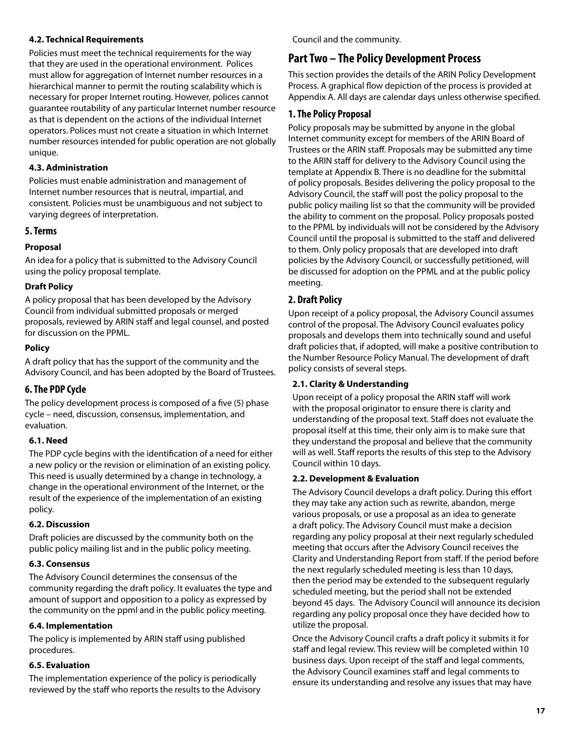#### 4.2. Technical Requirements

Policies must meet the technical requirements for the way that they are used in the operational environment. Polices must allow for aggregation of Internet number resources in a hierarchical manner to permit the routing scalability which is necessary for proper Internet routing. However, polices cannot guarantee routability of any particular Internet number resource as that is dependent on the actions of the individual Internet operators. Polices must not create a situation in which Internet number resources intended for public operation are not globally unique.

#### 4.3. Administration

Policies must enable administration and management of Internet number resources that is neutral, impartial, and consistent. Policies must be unambiguous and not subject to varying degrees of interpretation.

### 5. Terms

#### Proposal

An idea for a policy that is submitted to the Advisory Council using the policy proposal template.

#### Draft Policy

A policy proposal that has been developed by the Advisory Council from individual submitted proposals or merged proposals, reviewed by ARIN staff and legal counsel, and posted for discussion on the PPML.

#### Policy

A draft policy that has the support of the community and the Advisory Council, and has been adopted by the Board of Trustees.

### 6. The PDP Cycle

The policy development process is composed of a five (5) phase cycle – need, discussion, consensus, implementation, and evaluation.

#### 6.1. Need

The PDP cycle begins with the identification of a need for either a new policy or the revision or elimination of an existing policy. This need is usually determined by a change in technology, a change in the operational environment of the Internet, or the result of the experience of the implementation of an existing policy.

#### 6.2. Discussion

Draft policies are discussed by the community both on the public policy mailing list and in the public policy meeting.

#### 6.3. Consensus

The Advisory Council determines the consensus of the community regarding the draft policy. It evaluates the type and amount of support and opposition to a policy as expressed by the community on the ppml and in the public policy meeting.

#### 6.4. Implementation

The policy is implemented by ARIN staff using published procedures.

#### 6.5. Evaluation

The implementation experience of the policy is periodically reviewed by the staff who reports the results to the Advisory Council and the community.

## Part Two – The Policy Development Process

This section provides the details of the ARIN Policy Development Process. A graphical flow depiction of the process is provided at Appendix A. All days are calendar days unless otherwise specified.

### 1. The Policy Proposal

Policy proposals may be submitted by anyone in the global Internet community except for members of the ARIN Board of Trustees or the ARIN staff. Proposals may be submitted any time to the ARIN staff for delivery to the Advisory Council using the template at Appendix B. There is no deadline for the submittal of policy proposals. Besides delivering the policy proposal to the Advisory Council, the staff will post the policy proposal to the public policy mailing list so that the community will be provided the ability to comment on the proposal. Policy proposals posted to the PPML by individuals will not be considered by the Advisory Council until the proposal is submitted to the staff and delivered to them. Only policy proposals that are developed into draft policies by the Advisory Council, or successfully petitioned, will be discussed for adoption on the PPML and at the public policy meeting.

### 2. Draft Policy

Upon receipt of a policy proposal, the Advisory Council assumes control of the proposal. The Advisory Council evaluates policy proposals and develops them into technically sound and useful draft policies that, if adopted, will make a positive contribution to the Number Resource Policy Manual. The development of draft policy consists of several steps.

#### 2.1. Clarity & Understanding

Upon receipt of a policy proposal the ARIN staff will work with the proposal originator to ensure there is clarity and understanding of the proposal text. Staff does not evaluate the proposal itself at this time, their only aim is to make sure that they understand the proposal and believe that the community will as well. Staff reports the results of this step to the Advisory Council within 10 days.

#### 2.2. Development & Evaluation

The Advisory Council develops a draft policy. During this effort they may take any action such as rewrite, abandon, merge various proposals, or use a proposal as an idea to generate a draft policy. The Advisory Council must make a decision regarding any policy proposal at their next regularly scheduled meeting that occurs after the Advisory Council receives the Clarity and Understanding Report from staff. If the period before the next regularly scheduled meeting is less than 10 days, then the period may be extended to the subsequent regularly scheduled meeting, but the period shall not be extended beyond 45 days. The Advisory Council will announce its decision regarding any policy proposal once they have decided how to utilize the proposal.

Once the Advisory Council crafts a draft policy it submits it for staff and legal review. This review will be completed within 10 business days. Upon receipt of the staff and legal comments, the Advisory Council examines staff and legal comments to ensure its understanding and resolve any issues that may have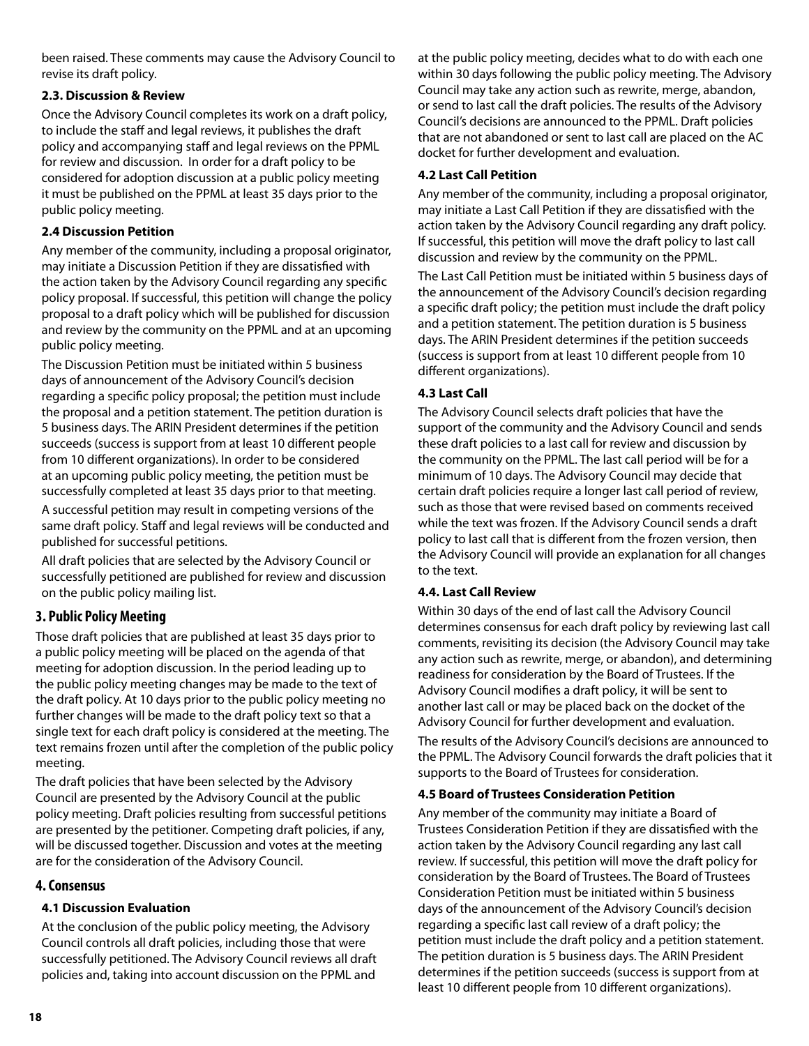been raised. These comments may cause the Advisory Council to revise its draft policy.

### 2.3. Discussion & Review

Once the Advisory Council completes its work on a draft policy, to include the staff and legal reviews, it publishes the draft policy and accompanying staff and legal reviews on the PPML for review and discussion. In order for a draft policy to be considered for adoption discussion at a public policy meeting it must be published on the PPML at least 35 days prior to the public policy meeting.

### 2.4 Discussion Petition

Any member of the community, including a proposal originator, may initiate a Discussion Petition if they are dissatisfied with the action taken by the Advisory Council regarding any specific policy proposal. If successful, this petition will change the policy proposal to a draft policy which will be published for discussion and review by the community on the PPML and at an upcoming public policy meeting.

The Discussion Petition must be initiated within 5 business days of announcement of the Advisory Council's decision regarding a specific policy proposal; the petition must include the proposal and a petition statement. The petition duration is 5 business days. The ARIN President determines if the petition succeeds (success is support from at least 10 different people from 10 different organizations). In order to be considered at an upcoming public policy meeting, the petition must be successfully completed at least 35 days prior to that meeting.

A successful petition may result in competing versions of the same draft policy. Staff and legal reviews will be conducted and published for successful petitions.

All draft policies that are selected by the Advisory Council or successfully petitioned are published for review and discussion on the public policy mailing list.

## 3. Public Policy Meeting

Those draft policies that are published at least 35 days prior to a public policy meeting will be placed on the agenda of that meeting for adoption discussion. In the period leading up to the public policy meeting changes may be made to the text of the draft policy. At 10 days prior to the public policy meeting no further changes will be made to the draft policy text so that a single text for each draft policy is considered at the meeting. The text remains frozen until after the completion of the public policy meeting.

The draft policies that have been selected by the Advisory Council are presented by the Advisory Council at the public policy meeting. Draft policies resulting from successful petitions are presented by the petitioner. Competing draft policies, if any, will be discussed together. Discussion and votes at the meeting are for the consideration of the Advisory Council.

## 4. Consensus

### 4.1 Discussion Evaluation

At the conclusion of the public policy meeting, the Advisory Council controls all draft policies, including those that were successfully petitioned. The Advisory Council reviews all draft policies and, taking into account discussion on the PPML and at the public policy meeting, decides what to do with each one within 30 days following the public policy meeting. The Advisory Council may take any action such as rewrite, merge, abandon, or send to last call the draft policies. The results of the Advisory Council's decisions are announced to the PPML. Draft policies that are not abandoned or sent to last call are placed on the AC docket for further development and evaluation.

### 4.2 Last Call Petition

Any member of the community, including a proposal originator, may initiate a Last Call Petition if they are dissatisfied with the action taken by the Advisory Council regarding any draft policy. If successful, this petition will move the draft policy to last call discussion and review by the community on the PPML.

The Last Call Petition must be initiated within 5 business days of the announcement of the Advisory Council's decision regarding a specific draft policy; the petition must include the draft policy and a petition statement. The petition duration is 5 business days. The ARIN President determines if the petition succeeds (success is support from at least 10 different people from 10 different organizations).

### 4.3 Last Call

The Advisory Council selects draft policies that have the support of the community and the Advisory Council and sends these draft policies to a last call for review and discussion by the community on the PPML. The last call period will be for a minimum of 10 days. The Advisory Council may decide that certain draft policies require a longer last call period of review, such as those that were revised based on comments received while the text was frozen. If the Advisory Council sends a draft policy to last call that is different from the frozen version, then the Advisory Council will provide an explanation for all changes to the text.

### 4.4. Last Call Review

Within 30 days of the end of last call the Advisory Council determines consensus for each draft policy by reviewing last call comments, revisiting its decision (the Advisory Council may take any action such as rewrite, merge, or abandon), and determining readiness for consideration by the Board of Trustees. If the Advisory Council modifies a draft policy, it will be sent to another last call or may be placed back on the docket of the Advisory Council for further development and evaluation.

The results of the Advisory Council's decisions are announced to the PPML. The Advisory Council forwards the draft policies that it supports to the Board of Trustees for consideration.

### 4.5 Board of Trustees Consideration Petition

Any member of the community may initiate a Board of Trustees Consideration Petition if they are dissatisfied with the action taken by the Advisory Council regarding any last call review. If successful, this petition will move the draft policy for consideration by the Board of Trustees. The Board of Trustees Consideration Petition must be initiated within 5 business days of the announcement of the Advisory Council's decision regarding a specific last call review of a draft policy; the petition must include the draft policy and a petition statement. The petition duration is 5 business days. The ARIN President determines if the petition succeeds (success is support from at least 10 different people from 10 different organizations).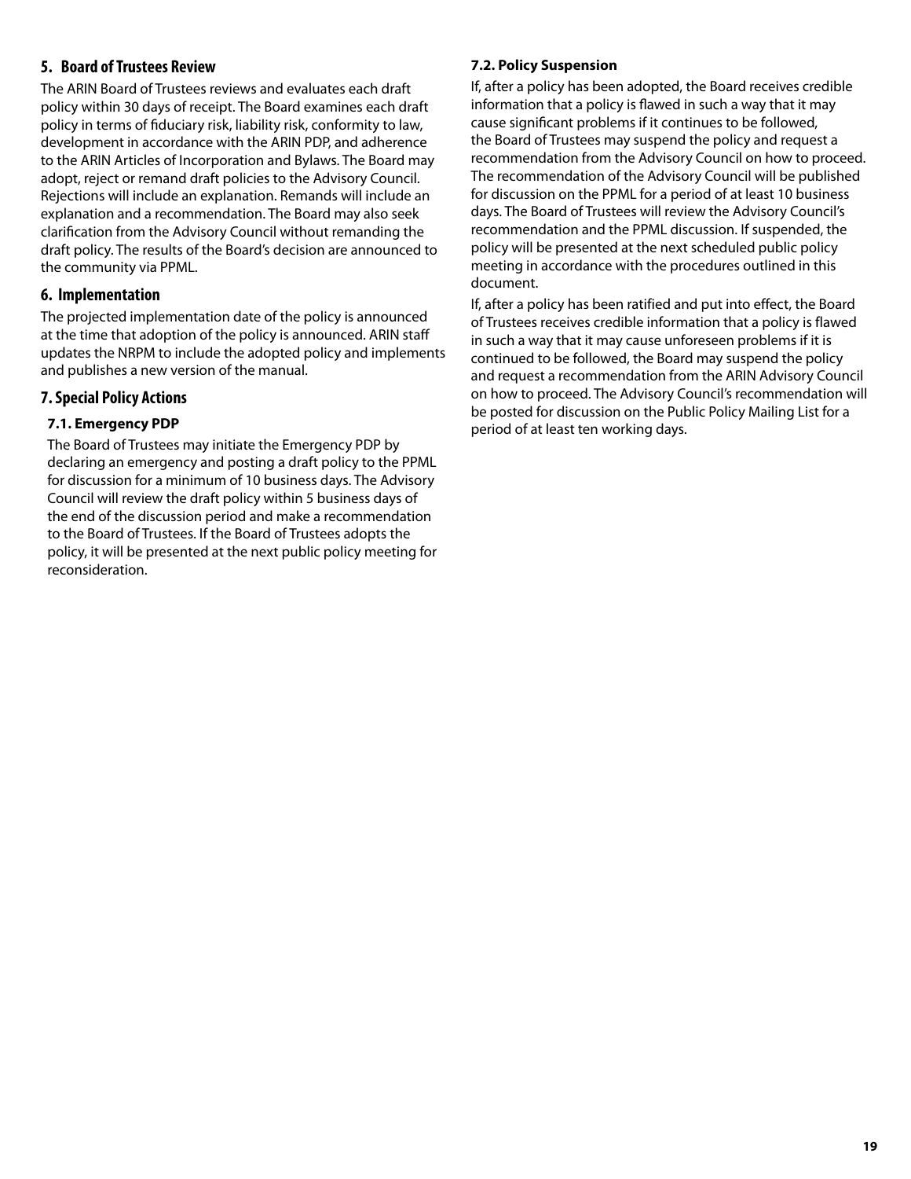## 5. Board of Trustees Review

The ARIN Board of Trustees reviews and evaluates each draft policy within 30 days of receipt. The Board examines each draft policy in terms of fiduciary risk, liability risk, conformity to law, development in accordance with the ARIN PDP, and adherence to the ARIN Articles of Incorporation and Bylaws. The Board may adopt, reject or remand draft policies to the Advisory Council. Rejections will include an explanation. Remands will include an explanation and a recommendation. The Board may also seek clarification from the Advisory Council without remanding the draft policy. The results of the Board's decision are announced to the community via PPML.

## 6. Implementation

The projected implementation date of the policy is announced at the time that adoption of the policy is announced. ARIN staff updates the NRPM to include the adopted policy and implements and publishes a new version of the manual.

## 7. Special Policy Actions

### 7.1. Emergency PDP

The Board of Trustees may initiate the Emergency PDP by declaring an emergency and posting a draft policy to the PPML for discussion for a minimum of 10 business days. The Advisory Council will review the draft policy within 5 business days of the end of the discussion period and make a recommendation to the Board of Trustees. If the Board of Trustees adopts the policy, it will be presented at the next public policy meeting for reconsideration.

### 7.2. Policy Suspension

If, after a policy has been adopted, the Board receives credible information that a policy is flawed in such a way that it may cause significant problems if it continues to be followed, the Board of Trustees may suspend the policy and request a recommendation from the Advisory Council on how to proceed. The recommendation of the Advisory Council will be published for discussion on the PPML for a period of at least 10 business days. The Board of Trustees will review the Advisory Council's recommendation and the PPML discussion. If suspended, the policy will be presented at the next scheduled public policy meeting in accordance with the procedures outlined in this document.

If, after a policy has been ratified and put into effect, the Board of Trustees receives credible information that a policy is flawed in such a way that it may cause unforeseen problems if it is continued to be followed, the Board may suspend the policy and request a recommendation from the ARIN Advisory Council on how to proceed. The Advisory Council's recommendation will be posted for discussion on the Public Policy Mailing List for a period of at least ten working days.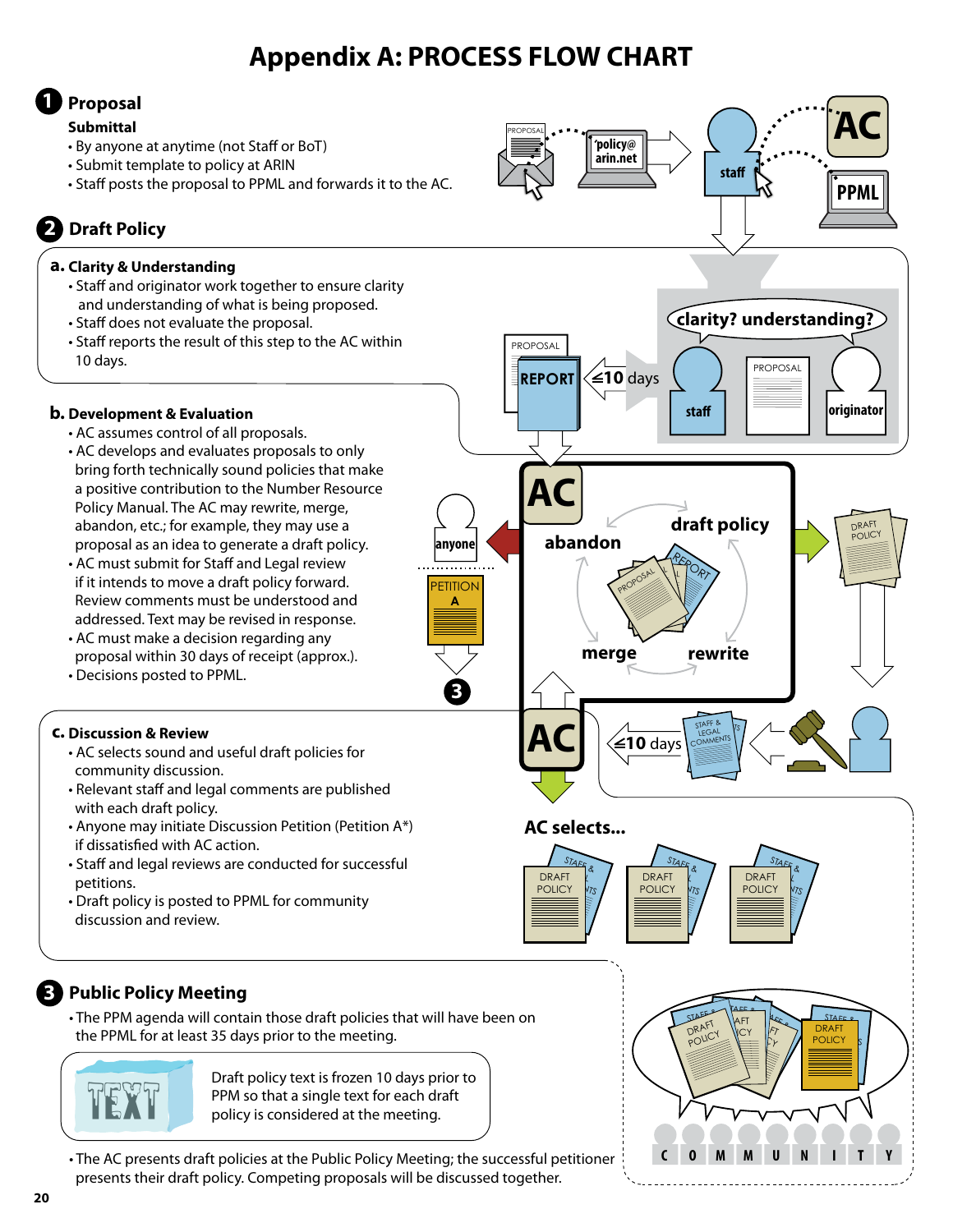# Appendix A: PROCESS FLOW CHART

## 1 Proposal

**Submittal**

- By anyone at anytime (not Staff or BoT)
- Submit template to policy at ARIN
- Staff posts the proposal to PPML and forwards it to the AC.

## 2 Draft Policy

### a. Clarity & Understanding

- Staff and originator work together to ensure clarity and understanding of what is being proposed.
- Staff does not evaluate the proposal.
- Staff reports the result of this step to the AC within 10 days.

### b. Development & Evaluation

- AC assumes control of all proposals.
- AC develops and evaluates proposals to only bring forth technically sound policies that make a positive contribution to the Number Resource Policy Manual. The AC may rewrite, merge, abandon, etc.; for example, they may use a proposal as an idea to generate a draft policy.
- AC must submit for Staff and Legal review if it intends to move a draft policy forward. Review comments must be understood and addressed. Text may be revised in response.
- AC must make a decision regarding any proposal within 30 days of receipt (approx.).
- Decisions posted to PPML.

### c. Discussion & Review

- AC selects sound and useful draft policies for community discussion.
- Relevant staff and legal comments are published with each draft policy.
- Anyone may initiate Discussion Petition (Petition A*) if dissatisfied with AC action.
- Staff and legal reviews are conducted for successful petitions.
- Draft policy is posted to PPML for community discussion and review.

## 3 Public Policy Meeting

- The PPM agenda will contain those draft policies that will have been on the PPML for at least 35 days prior to the meeting.

Draft policy text is frozen 10 days prior to PPM so that a single text for each draft policy is considered at the meeting.

- The AC presents draft policies at the Public Policy Meeting; the successful petitioner presents their draft policy. Competing proposals will be discussed together.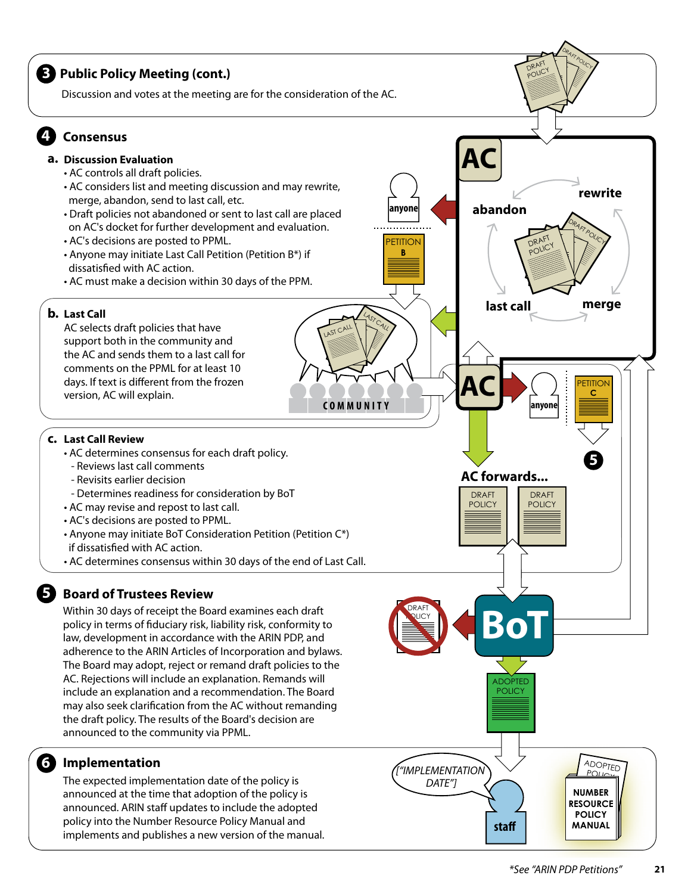## 3 Public Policy Meeting (cont.)

Discussion and votes at the meeting are for the consideration of the AC.

## 4 Consensus

### a. Discussion Evaluation

- AC controls all draft policies.
- AC considers list and meeting discussion and may rewrite, merge, abandon, send to last call, etc.
- Draft policies not abandoned or sent to last call are placed on AC's docket for further development and evaluation.
- AC's decisions are posted to PPML.
- Anyone may initiate Last Call Petition (Petition B*) if dissatisfied with AC action.
- AC must make a decision within 30 days of the PPM.

### b. Last Call

AC selects draft policies that have support both in the community and the AC and sends them to a last call for comments on the PPML for at least 10 days. If text is different from the frozen version, AC will explain.

### c. Last Call Review

- AC determines consensus for each draft policy.
  - Reviews last call comments
  - Revisits earlier decision
  - Determines readiness for consideration by BoT
- AC may revise and repost to last call.
- AC's decisions are posted to PPML.
- Anyone may initiate BoT Consideration Petition (Petition C*) if dissatisfied with AC action.
- AC determines consensus within 30 days of the end of Last Call.

## 5 Board of Trustees Review

Within 30 days of receipt the Board examines each draft policy in terms of fiduciary risk, liability risk, conformity to law, development in accordance with the ARIN PDP, and adherence to the ARIN Articles of Incorporation and bylaws. The Board may adopt, reject or remand draft policies to the AC. Rejections will include an explanation. Remands will include an explanation and a recommendation. The Board may also seek clarification from the AC without remanding the draft policy. The results of the Board's decision are announced to the community via PPML.

## 6 Implementation

The expected implementation date of the policy is announced at the time that adoption of the policy is announced. ARIN staff updates to include the adopted policy into the Number Resource Policy Manual and implements and publishes a new version of the manual.

*See "ARIN PDP Petitions"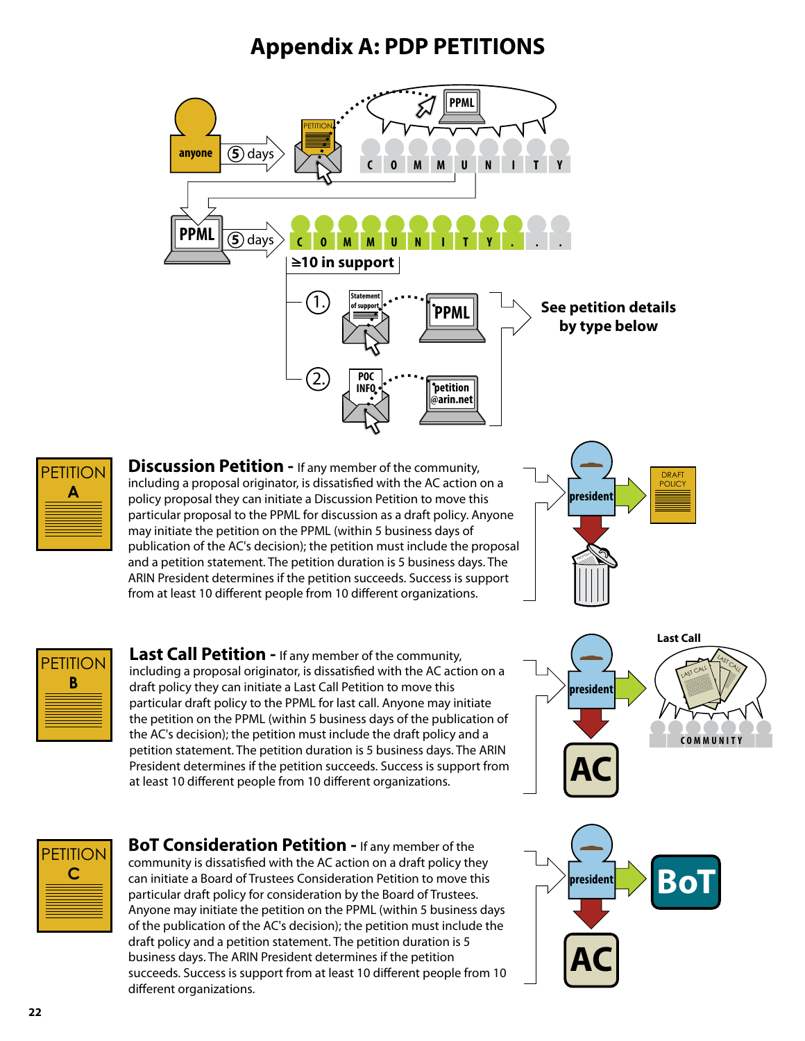# Appendix A: PDP PETITIONS

anyone → 5 days → PETITION → PPML → COMMUNITY

PPML → 5 days → COMMUNITY . . .

≥10 in support

1. Statement of support → PPML

2. POC INFO → petition@arin.net

See petition details by type below

## PETITION A

**Discussion Petition -** If any member of the community, including a proposal originator, is dissatisfied with the AC action on a policy proposal they can initiate a Discussion Petition to move this particular proposal to the PPML for discussion as a draft policy. Anyone may initiate the petition on the PPML (within 5 business days of publication of the AC's decision); the petition must include the proposal and a petition statement. The petition duration is 5 business days. The ARIN President determines if the petition succeeds. Success is support from at least 10 different people from 10 different organizations.

president → DRAFT POLICY

## PETITION B

**Last Call Petition -** If any member of the community, including a proposal originator, is dissatisfied with the AC action on a draft policy they can initiate a Last Call Petition to move this particular draft policy to the PPML for last call. Anyone may initiate the petition on the PPML (within 5 business days of the publication of the AC's decision); the petition must include the draft policy and a petition statement. The petition duration is 5 business days. The ARIN President determines if the petition succeeds. Success is support from at least 10 different people from 10 different organizations.

president → Last Call (COMMUNITY) / AC

## PETITION C

**BoT Consideration Petition -** If any member of the community is dissatisfied with the AC action on a draft policy they can initiate a Board of Trustees Consideration Petition to move this particular draft policy for consideration by the Board of Trustees. Anyone may initiate the petition on the PPML (within 5 business days of the publication of the AC's decision); the petition must include the draft policy and a petition statement. The petition duration is 5 business days. The ARIN President determines if the petition succeeds. Success is support from at least 10 different people from 10 different organizations.

president → BoT / AC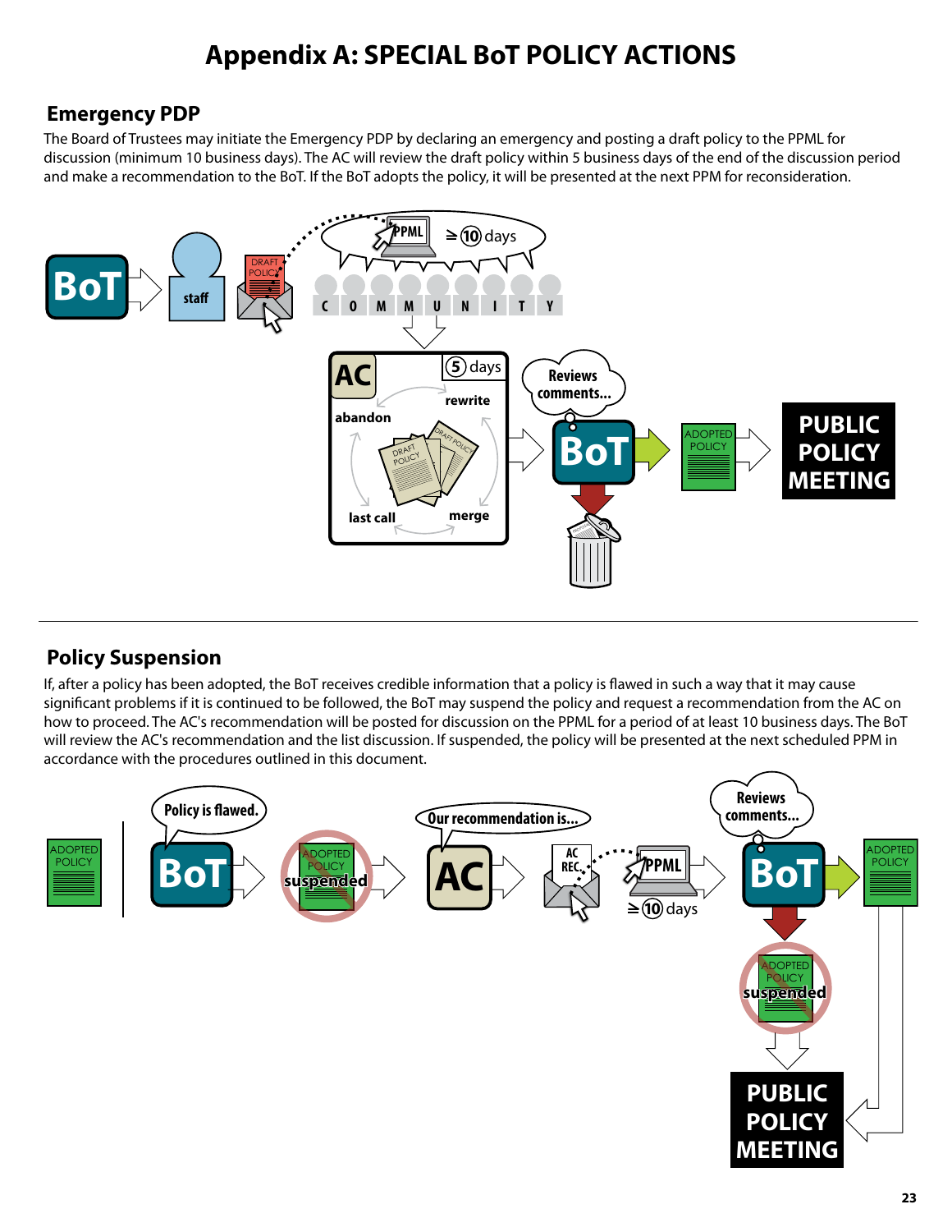# Appendix A: SPECIAL BoT POLICY ACTIONS

## Emergency PDP

The Board of Trustees may initiate the Emergency PDP by declaring an emergency and posting a draft policy to the PPML for discussion (minimum 10 business days). The AC will review the draft policy within 5 business days of the end of the discussion period and make a recommendation to the BoT. If the BoT adopts the policy, it will be presented at the next PPM for reconsideration.

## Policy Suspension

If, after a policy has been adopted, the BoT receives credible information that a policy is flawed in such a way that it may cause significant problems if it is continued to be followed, the BoT may suspend the policy and request a recommendation from the AC on how to proceed. The AC's recommendation will be posted for discussion on the PPML for a period of at least 10 business days. The BoT will review the AC's recommendation and the list discussion. If suspended, the policy will be presented at the next scheduled PPM in accordance with the procedures outlined in this document.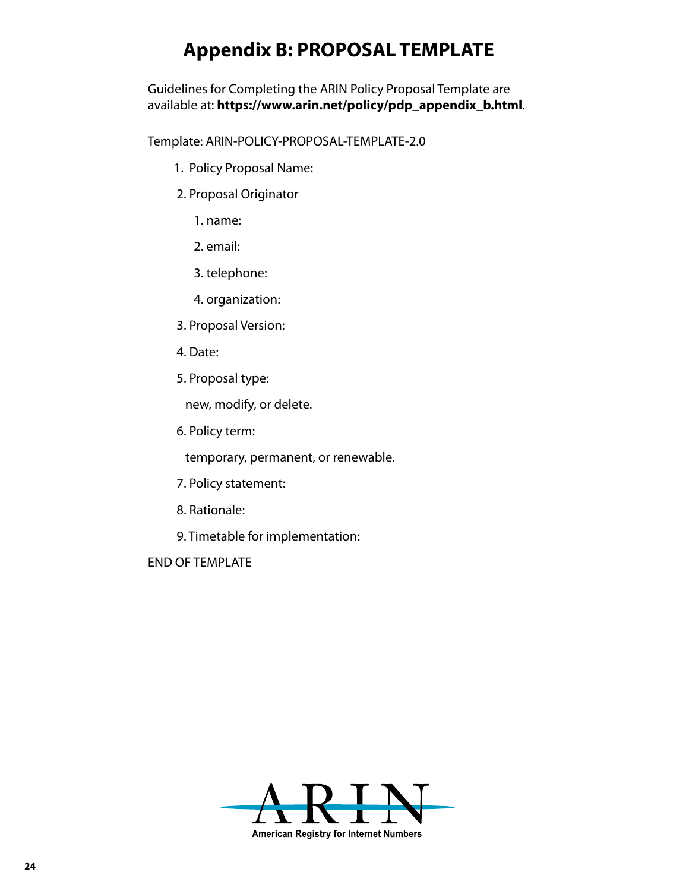# Appendix B: PROPOSAL TEMPLATE

Guidelines for Completing the ARIN Policy Proposal Template are available at: **https://www.arin.net/policy/pdp_appendix_b.html**.

Template: ARIN-POLICY-PROPOSAL-TEMPLATE-2.0

1. Policy Proposal Name:
2. Proposal Originator
    1. name:
    2. email:
    3. telephone:
    4. organization:
3. Proposal Version:
4. Date:
5. Proposal type:

   new, modify, or delete.
6. Policy term:

   temporary, permanent, or renewable.
7. Policy statement:
8. Rationale:
9. Timetable for implementation:

END OF TEMPLATE

ARIN

American Registry for Internet Numbers